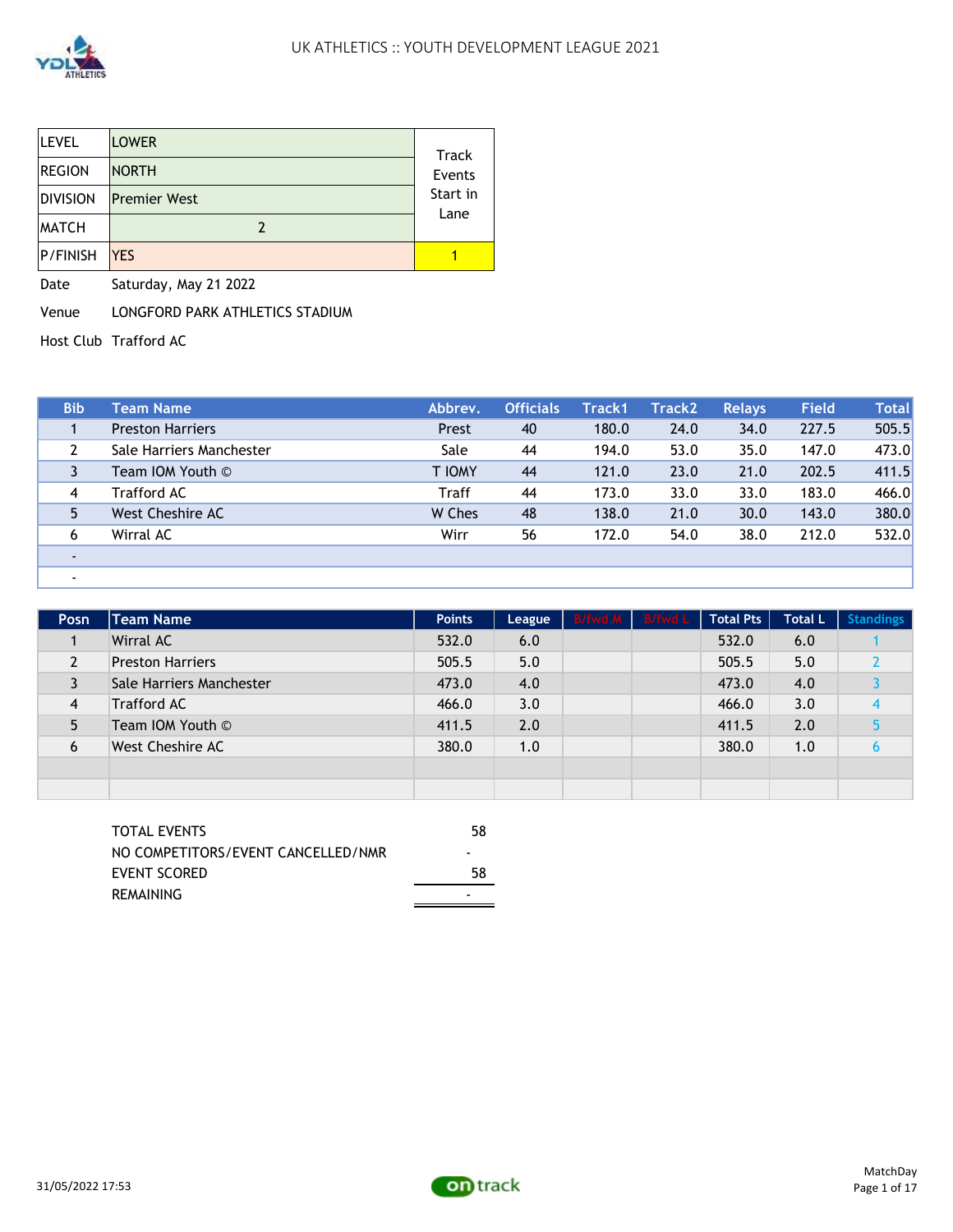# UK ATHLETICS :: YOUTH DEVELOPMENT LEAGUE 2021

| LEVEL | LOWER | Track Events Start in Lane |
|---|---|---|
| REGION | NORTH | |
| DIVISION | Premier West | |
| MATCH | 2 | |
| P/FINISH | YES | 1 |

Date Saturday, May 21 2022

Venue LONGFORD PARK ATHLETICS STADIUM

Host Club Trafford AC

| Bib | Team Name | Abbrev. | Officials | Track1 | Track2 | Relays | Field | Total |
|---|---|---|---|---|---|---|---|---|
| 1 | Preston Harriers | Prest | 40 | 180.0 | 24.0 | 34.0 | 227.5 | 505.5 |
| 2 | Sale Harriers Manchester | Sale | 44 | 194.0 | 53.0 | 35.0 | 147.0 | 473.0 |
| 3 | Team IOM Youth © | T IOMY | 44 | 121.0 | 23.0 | 21.0 | 202.5 | 411.5 |
| 4 | Trafford AC | Traff | 44 | 173.0 | 33.0 | 33.0 | 183.0 | 466.0 |
| 5 | West Cheshire AC | W Ches | 48 | 138.0 | 21.0 | 30.0 | 143.0 | 380.0 |
| 6 | Wirral AC | Wirr | 56 | 172.0 | 54.0 | 38.0 | 212.0 | 532.0 |
| - | | | | | | | | |
| - | | | | | | | | |

| Posn | Team Name | Points | League | B/fwd M | B/fwd L | Total Pts | Total L | Standings |
|---|---|---|---|---|---|---|---|---|
| 1 | Wirral AC | 532.0 | 6.0 | | | 532.0 | 6.0 | 1 |
| 2 | Preston Harriers | 505.5 | 5.0 | | | 505.5 | 5.0 | 2 |
| 3 | Sale Harriers Manchester | 473.0 | 4.0 | | | 473.0 | 4.0 | 3 |
| 4 | Trafford AC | 466.0 | 3.0 | | | 466.0 | 3.0 | 4 |
| 5 | Team IOM Youth © | 411.5 | 2.0 | | | 411.5 | 2.0 | 5 |
| 6 | West Cheshire AC | 380.0 | 1.0 | | | 380.0 | 1.0 | 6 |
| | | | | | | | | |
| | | | | | | | | |

| | |
|---|---|
| TOTAL EVENTS | 58 |
| NO COMPETITORS/EVENT CANCELLED/NMR | - |
| EVENT SCORED | 58 |
| REMAINING | - |

31/05/2022 17:53

MatchDay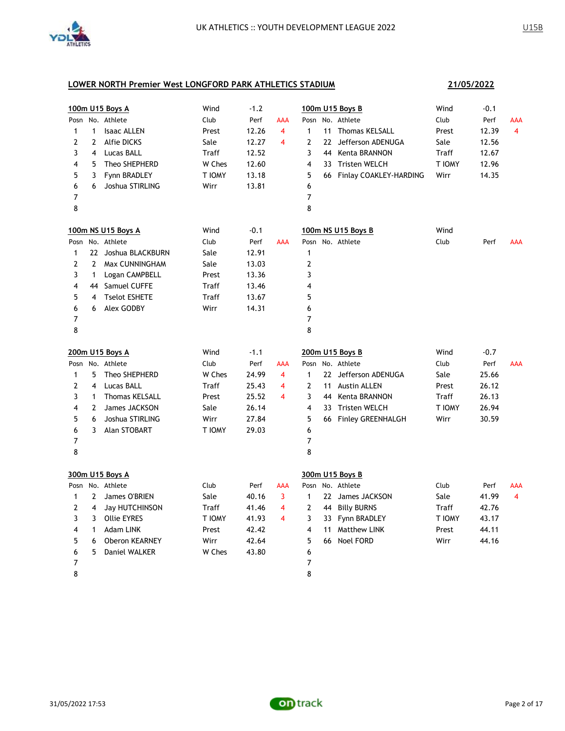## LOWER NORTH Premier West LONGFORD PARK ATHLETICS STADIUM

**21/05/2022**

### 100m U15 Boys A

Wind: -1.2

| Posn | No. | Athlete | Club | Perf | AAA |
|---|---|---|---|---|---|
| 1 | 1 | Isaac ALLEN | Prest | 12.26 | 4 |
| 2 | 2 | Alfie DICKS | Sale | 12.27 | 4 |
| 3 | 4 | Lucas BALL | Traff | 12.52 | |
| 4 | 5 | Theo SHEPHERD | W Ches | 12.60 | |
| 5 | 3 | Fynn BRADLEY | T IOMY | 13.18 | |
| 6 | 6 | Joshua STIRLING | Wirr | 13.81 | |
| 7 | | | | | |
| 8 | | | | | |

### 100m U15 Boys B

Wind: -0.1

| Posn | No. | Athlete | Club | Perf | AAA |
|---|---|---|---|---|---|
| 1 | 11 | Thomas KELSALL | Prest | 12.39 | 4 |
| 2 | 22 | Jefferson ADENUGA | Sale | 12.56 | |
| 3 | 44 | Kenta BRANNON | Traff | 12.67 | |
| 4 | 33 | Tristen WELCH | T IOMY | 12.96 | |
| 5 | 66 | Finlay COAKLEY-HARDING | Wirr | 14.35 | |
| 6 | | | | | |
| 7 | | | | | |
| 8 | | | | | |

### 100m NS U15 Boys A

Wind: -0.1

| Posn | No. | Athlete | Club | Perf | AAA |
|---|---|---|---|---|---|
| 1 | 22 | Joshua BLACKBURN | Sale | 12.91 | |
| 2 | 2 | Max CUNNINGHAM | Sale | 13.03 | |
| 3 | 1 | Logan CAMPBELL | Prest | 13.36 | |
| 4 | 44 | Samuel CUFFE | Traff | 13.46 | |
| 5 | 4 | Tselot ESHETE | Traff | 13.67 | |
| 6 | 6 | Alex GODBY | Wirr | 14.31 | |
| 7 | | | | | |
| 8 | | | | | |

### 100m NS U15 Boys B

Wind:

| Posn | No. | Athlete | Club | Perf | AAA |
|---|---|---|---|---|---|
| 1 | | | | | |
| 2 | | | | | |
| 3 | | | | | |
| 4 | | | | | |
| 5 | | | | | |
| 6 | | | | | |
| 7 | | | | | |
| 8 | | | | | |

### 200m U15 Boys A

Wind: -1.1

| Posn | No. | Athlete | Club | Perf | AAA |
|---|---|---|---|---|---|
| 1 | 5 | Theo SHEPHERD | W Ches | 24.99 | 4 |
| 2 | 4 | Lucas BALL | Traff | 25.43 | 4 |
| 3 | 1 | Thomas KELSALL | Prest | 25.52 | 4 |
| 4 | 2 | James JACKSON | Sale | 26.14 | |
| 5 | 6 | Joshua STIRLING | Wirr | 27.84 | |
| 6 | 3 | Alan STOBART | T IOMY | 29.03 | |
| 7 | | | | | |
| 8 | | | | | |

### 200m U15 Boys B

Wind: -0.7

| Posn | No. | Athlete | Club | Perf | AAA |
|---|---|---|---|---|---|
| 1 | 22 | Jefferson ADENUGA | Sale | 25.66 | |
| 2 | 11 | Austin ALLEN | Prest | 26.12 | |
| 3 | 44 | Kenta BRANNON | Traff | 26.13 | |
| 4 | 33 | Tristen WELCH | T IOMY | 26.94 | |
| 5 | 66 | Finley GREENHALGH | Wirr | 30.59 | |
| 6 | | | | | |
| 7 | | | | | |
| 8 | | | | | |

### 300m U15 Boys A

| Posn | No. | Athlete | Club | Perf | AAA |
|---|---|---|---|---|---|
| 1 | 2 | James O'BRIEN | Sale | 40.16 | 3 |
| 2 | 4 | Jay HUTCHINSON | Traff | 41.46 | 4 |
| 3 | 3 | Ollie EYRES | T IOMY | 41.93 | 4 |
| 4 | 1 | Adam LINK | Prest | 42.42 | |
| 5 | 6 | Oberon KEARNEY | Wirr | 42.64 | |
| 6 | 5 | Daniel WALKER | W Ches | 43.80 | |
| 7 | | | | | |
| 8 | | | | | |

### 300m U15 Boys B

| Posn | No. | Athlete | Club | Perf | AAA |
|---|---|---|---|---|---|
| 1 | 22 | James JACKSON | Sale | 41.99 | 4 |
| 2 | 44 | Billy BURNS | Traff | 42.76 | |
| 3 | 33 | Fynn BRADLEY | T IOMY | 43.17 | |
| 4 | 11 | Matthew LINK | Prest | 44.11 | |
| 5 | 66 | Noel FORD | Wirr | 44.16 | |
| 6 | | | | | |
| 7 | | | | | |
| 8 | | | | | |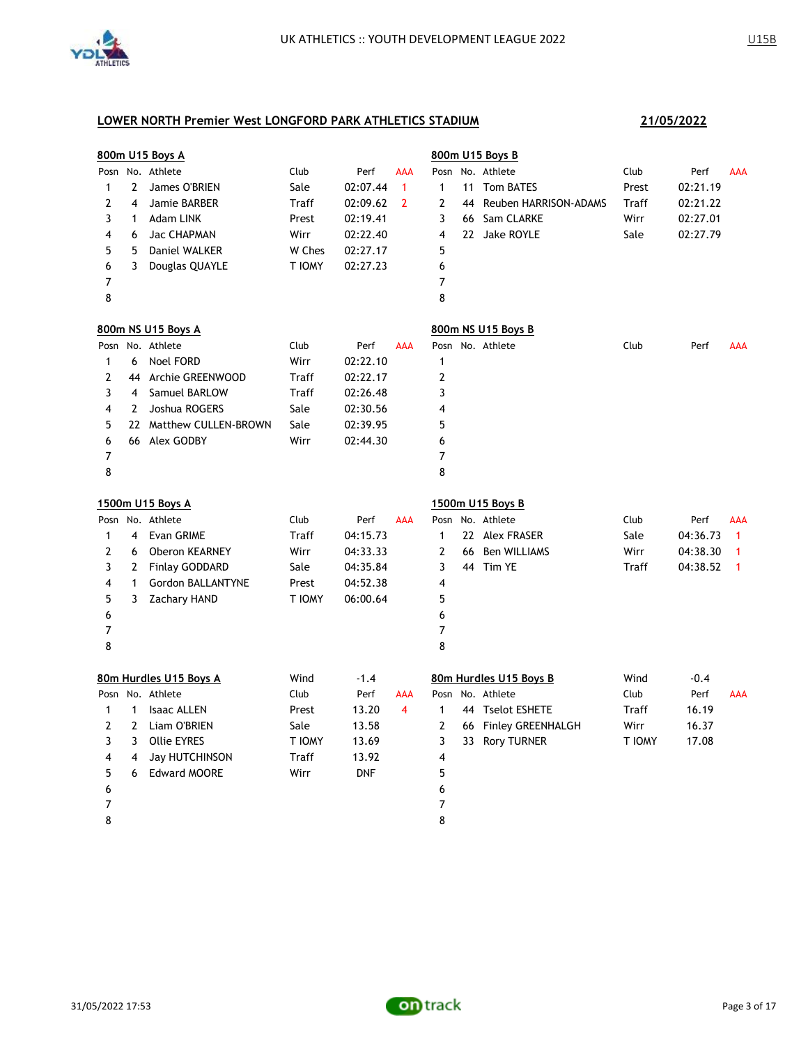UK ATHLETICS :: YOUTH DEVELOPMENT LEAGUE 2022

U15B

## LOWER NORTH Premier West LONGFORD PARK ATHLETICS STADIUM

**21/05/2022**

### 800m U15 Boys A

| Posn | No. | Athlete | Club | Perf | AAA |
|---|---|---|---|---|---|
| 1 | 2 | James O'BRIEN | Sale | 02:07.44 | 1 |
| 2 | 4 | Jamie BARBER | Traff | 02:09.62 | 2 |
| 3 | 1 | Adam LINK | Prest | 02:19.41 | |
| 4 | 6 | Jac CHAPMAN | Wirr | 02:22.40 | |
| 5 | 5 | Daniel WALKER | W Ches | 02:27.17 | |
| 6 | 3 | Douglas QUAYLE | T IOMY | 02:27.23 | |
| 7 | | | | | |
| 8 | | | | | |

### 800m U15 Boys B

| Posn | No. | Athlete | Club | Perf | AAA |
|---|---|---|---|---|---|
| 1 | 11 | Tom BATES | Prest | 02:21.19 | |
| 2 | 44 | Reuben HARRISON-ADAMS | Traff | 02:21.22 | |
| 3 | 66 | Sam CLARKE | Wirr | 02:27.01 | |
| 4 | 22 | Jake ROYLE | Sale | 02:27.79 | |
| 5 | | | | | |
| 6 | | | | | |
| 7 | | | | | |
| 8 | | | | | |

### 800m NS U15 Boys A

| Posn | No. | Athlete | Club | Perf | AAA |
|---|---|---|---|---|---|
| 1 | 6 | Noel FORD | Wirr | 02:22.10 | |
| 2 | 44 | Archie GREENWOOD | Traff | 02:22.17 | |
| 3 | 4 | Samuel BARLOW | Traff | 02:26.48 | |
| 4 | 2 | Joshua ROGERS | Sale | 02:30.56 | |
| 5 | 22 | Matthew CULLEN-BROWN | Sale | 02:39.95 | |
| 6 | 66 | Alex GODBY | Wirr | 02:44.30 | |
| 7 | | | | | |
| 8 | | | | | |

### 800m NS U15 Boys B

| Posn | No. | Athlete | Club | Perf | AAA |
|---|---|---|---|---|---|
| 1 | | | | | |
| 2 | | | | | |
| 3 | | | | | |
| 4 | | | | | |
| 5 | | | | | |
| 6 | | | | | |
| 7 | | | | | |
| 8 | | | | | |

### 1500m U15 Boys A

| Posn | No. | Athlete | Club | Perf | AAA |
|---|---|---|---|---|---|
| 1 | 4 | Evan GRIME | Traff | 04:15.73 | |
| 2 | 6 | Oberon KEARNEY | Wirr | 04:33.33 | |
| 3 | 2 | Finlay GODDARD | Sale | 04:35.84 | |
| 4 | 1 | Gordon BALLANTYNE | Prest | 04:52.38 | |
| 5 | 3 | Zachary HAND | T IOMY | 06:00.64 | |
| 6 | | | | | |
| 7 | | | | | |
| 8 | | | | | |

### 1500m U15 Boys B

| Posn | No. | Athlete | Club | Perf | AAA |
|---|---|---|---|---|---|
| 1 | 22 | Alex FRASER | Sale | 04:36.73 | 1 |
| 2 | 66 | Ben WILLIAMS | Wirr | 04:38.30 | 1 |
| 3 | 44 | Tim YE | Traff | 04:38.52 | 1 |
| 4 | | | | | |
| 5 | | | | | |
| 6 | | | | | |
| 7 | | | | | |
| 8 | | | | | |

### 80m Hurdles U15 Boys A

Wind -1.4

| Posn | No. | Athlete | Club | Perf | AAA |
|---|---|---|---|---|---|
| 1 | 1 | Isaac ALLEN | Prest | 13.20 | 4 |
| 2 | 2 | Liam O'BRIEN | Sale | 13.58 | |
| 3 | 3 | Ollie EYRES | T IOMY | 13.69 | |
| 4 | 4 | Jay HUTCHINSON | Traff | 13.92 | |
| 5 | 6 | Edward MOORE | Wirr | DNF | |
| 6 | | | | | |
| 7 | | | | | |
| 8 | | | | | |

### 80m Hurdles U15 Boys B

Wind -0.4

| Posn | No. | Athlete | Club | Perf | AAA |
|---|---|---|---|---|---|
| 1 | 44 | Tselot ESHETE | Traff | 16.19 | |
| 2 | 66 | Finley GREENHALGH | Wirr | 16.37 | |
| 3 | 33 | Rory TURNER | T IOMY | 17.08 | |
| 4 | | | | | |
| 5 | | | | | |
| 6 | | | | | |
| 7 | | | | | |
| 8 | | | | | |

31/05/2022 17:53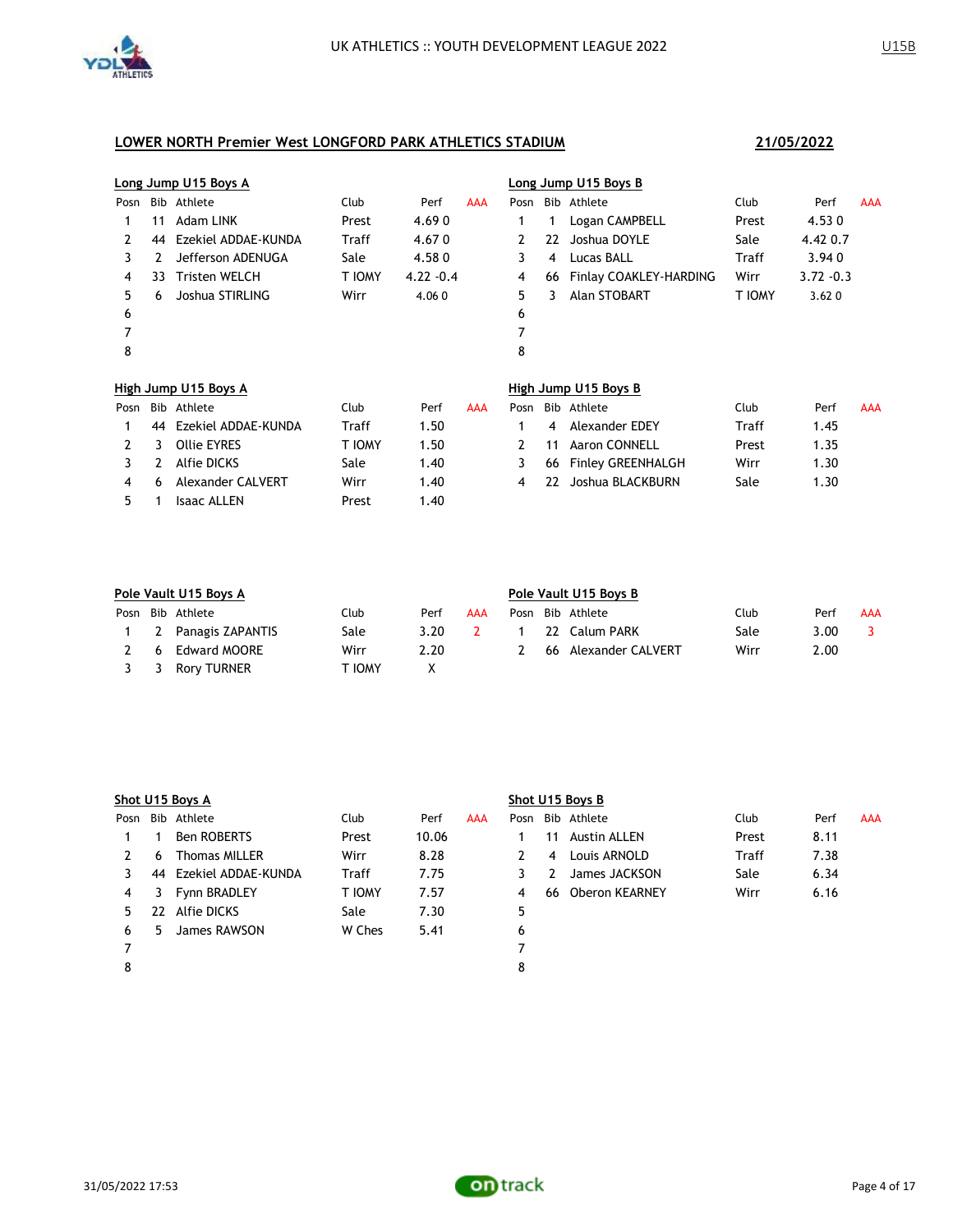## LOWER NORTH Premier West LONGFORD PARK ATHLETICS STADIUM

**21/05/2022**

### Long Jump U15 Boys A

| Posn | Bib | Athlete | Club | Perf | AAA |
|---|---|---|---|---|---|
| 1 | 11 | Adam LINK | Prest | 4.69 0 | |
| 2 | 44 | Ezekiel ADDAE-KUNDA | Traff | 4.67 0 | |
| 3 | 2 | Jefferson ADENUGA | Sale | 4.58 0 | |
| 4 | 33 | Tristen WELCH | T IOMY | 4.22 -0.4 | |
| 5 | 6 | Joshua STIRLING | Wirr | 4.06 0 | |
| 6 | | | | | |
| 7 | | | | | |
| 8 | | | | | |

### Long Jump U15 Boys B

| Posn | Bib | Athlete | Club | Perf | AAA |
|---|---|---|---|---|---|
| 1 | 1 | Logan CAMPBELL | Prest | 4.53 0 | |
| 2 | 22 | Joshua DOYLE | Sale | 4.42 0.7 | |
| 3 | 4 | Lucas BALL | Traff | 3.94 0 | |
| 4 | 66 | Finlay COAKLEY-HARDING | Wirr | 3.72 -0.3 | |
| 5 | 3 | Alan STOBART | T IOMY | 3.62 0 | |
| 6 | | | | | |
| 7 | | | | | |
| 8 | | | | | |

### High Jump U15 Boys A

| Posn | Bib | Athlete | Club | Perf | AAA |
|---|---|---|---|---|---|
| 1 | 44 | Ezekiel ADDAE-KUNDA | Traff | 1.50 | |
| 2 | 3 | Ollie EYRES | T IOMY | 1.50 | |
| 3 | 2 | Alfie DICKS | Sale | 1.40 | |
| 4 | 6 | Alexander CALVERT | Wirr | 1.40 | |
| 5 | 1 | Isaac ALLEN | Prest | 1.40 | |

### High Jump U15 Boys B

| Posn | Bib | Athlete | Club | Perf | AAA |
|---|---|---|---|---|---|
| 1 | 4 | Alexander EDEY | Traff | 1.45 | |
| 2 | 11 | Aaron CONNELL | Prest | 1.35 | |
| 3 | 66 | Finley GREENHALGH | Wirr | 1.30 | |
| 4 | 22 | Joshua BLACKBURN | Sale | 1.30 | |

### Pole Vault U15 Boys A

| Posn | Bib | Athlete | Club | Perf | AAA |
|---|---|---|---|---|---|
| 1 | 2 | Panagis ZAPANTIS | Sale | 3.20 | 2 |
| 2 | 6 | Edward MOORE | Wirr | 2.20 | |
| 3 | 3 | Rory TURNER | T IOMY | X | |

### Pole Vault U15 Boys B

| Posn | Bib | Athlete | Club | Perf | AAA |
|---|---|---|---|---|---|
| 1 | 22 | Calum PARK | Sale | 3.00 | 3 |
| 2 | 66 | Alexander CALVERT | Wirr | 2.00 | |

### Shot U15 Boys A

| Posn | Bib | Athlete | Club | Perf | AAA |
|---|---|---|---|---|---|
| 1 | 1 | Ben ROBERTS | Prest | 10.06 | |
| 2 | 6 | Thomas MILLER | Wirr | 8.28 | |
| 3 | 44 | Ezekiel ADDAE-KUNDA | Traff | 7.75 | |
| 4 | 3 | Fynn BRADLEY | T IOMY | 7.57 | |
| 5 | 22 | Alfie DICKS | Sale | 7.30 | |
| 6 | 5 | James RAWSON | W Ches | 5.41 | |
| 7 | | | | | |
| 8 | | | | | |

### Shot U15 Boys B

| Posn | Bib | Athlete | Club | Perf | AAA |
|---|---|---|---|---|---|
| 1 | 11 | Austin ALLEN | Prest | 8.11 | |
| 2 | 4 | Louis ARNOLD | Traff | 7.38 | |
| 3 | 2 | James JACKSON | Sale | 6.34 | |
| 4 | 66 | Oberon KEARNEY | Wirr | 6.16 | |
| 5 | | | | | |
| 6 | | | | | |
| 7 | | | | | |
| 8 | | | | | |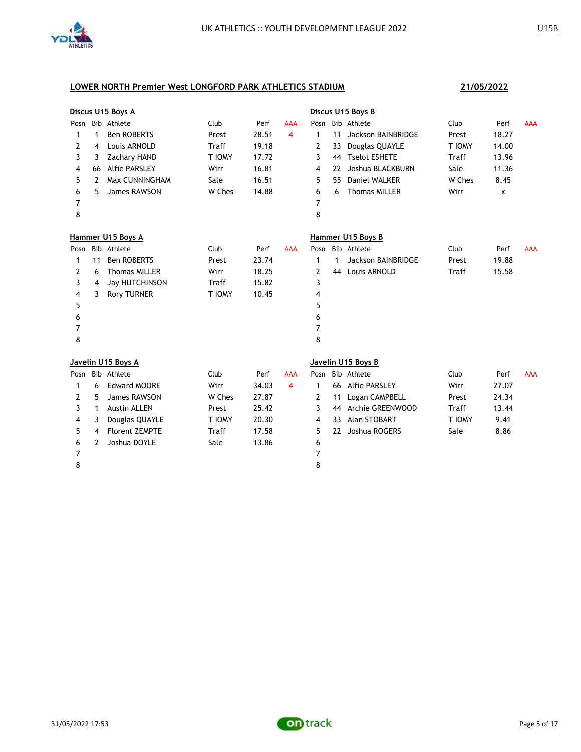## LOWER NORTH Premier West LONGFORD PARK ATHLETICS STADIUM

**21/05/2022**

### Discus U15 Boys A

| Posn | Bib | Athlete | Club | Perf | AAA |
|---|---|---|---|---|---|
| 1 | 1 | Ben ROBERTS | Prest | 28.51 | 4 |
| 2 | 4 | Louis ARNOLD | Traff | 19.18 | |
| 3 | 3 | Zachary HAND | T IOMY | 17.72 | |
| 4 | 66 | Alfie PARSLEY | Wirr | 16.81 | |
| 5 | 2 | Max CUNNINGHAM | Sale | 16.51 | |
| 6 | 5 | James RAWSON | W Ches | 14.88 | |
| 7 | | | | | |
| 8 | | | | | |

### Discus U15 Boys B

| Posn | Bib | Athlete | Club | Perf | AAA |
|---|---|---|---|---|---|
| 1 | 11 | Jackson BAINBRIDGE | Prest | 18.27 | |
| 2 | 33 | Douglas QUAYLE | T IOMY | 14.00 | |
| 3 | 44 | Tselot ESHETE | Traff | 13.96 | |
| 4 | 22 | Joshua BLACKBURN | Sale | 11.36 | |
| 5 | 55 | Daniel WALKER | W Ches | 8.45 | |
| 6 | 6 | Thomas MILLER | Wirr | x | |
| 7 | | | | | |
| 8 | | | | | |

### Hammer U15 Boys A

| Posn | Bib | Athlete | Club | Perf | AAA |
|---|---|---|---|---|---|
| 1 | 11 | Ben ROBERTS | Prest | 23.74 | |
| 2 | 6 | Thomas MILLER | Wirr | 18.25 | |
| 3 | 4 | Jay HUTCHINSON | Traff | 15.82 | |
| 4 | 3 | Rory TURNER | T IOMY | 10.45 | |
| 5 | | | | | |
| 6 | | | | | |
| 7 | | | | | |
| 8 | | | | | |

### Hammer U15 Boys B

| Posn | Bib | Athlete | Club | Perf | AAA |
|---|---|---|---|---|---|
| 1 | 1 | Jackson BAINBRIDGE | Prest | 19.88 | |
| 2 | 44 | Louis ARNOLD | Traff | 15.58 | |
| 3 | | | | | |
| 4 | | | | | |
| 5 | | | | | |
| 6 | | | | | |
| 7 | | | | | |
| 8 | | | | | |

### Javelin U15 Boys A

| Posn | Bib | Athlete | Club | Perf | AAA |
|---|---|---|---|---|---|
| 1 | 6 | Edward MOORE | Wirr | 34.03 | 4 |
| 2 | 5 | James RAWSON | W Ches | 27.87 | |
| 3 | 1 | Austin ALLEN | Prest | 25.42 | |
| 4 | 3 | Douglas QUAYLE | T IOMY | 20.30 | |
| 5 | 4 | Florent ZEMPTE | Traff | 17.58 | |
| 6 | 2 | Joshua DOYLE | Sale | 13.86 | |
| 7 | | | | | |
| 8 | | | | | |

### Javelin U15 Boys B

| Posn | Bib | Athlete | Club | Perf | AAA |
|---|---|---|---|---|---|
| 1 | 66 | Alfie PARSLEY | Wirr | 27.07 | |
| 2 | 11 | Logan CAMPBELL | Prest | 24.34 | |
| 3 | 44 | Archie GREENWOOD | Traff | 13.44 | |
| 4 | 33 | Alan STOBART | T IOMY | 9.41 | |
| 5 | 22 | Joshua ROGERS | Sale | 8.86 | |
| 6 | | | | | |
| 7 | | | | | |
| 8 | | | | | |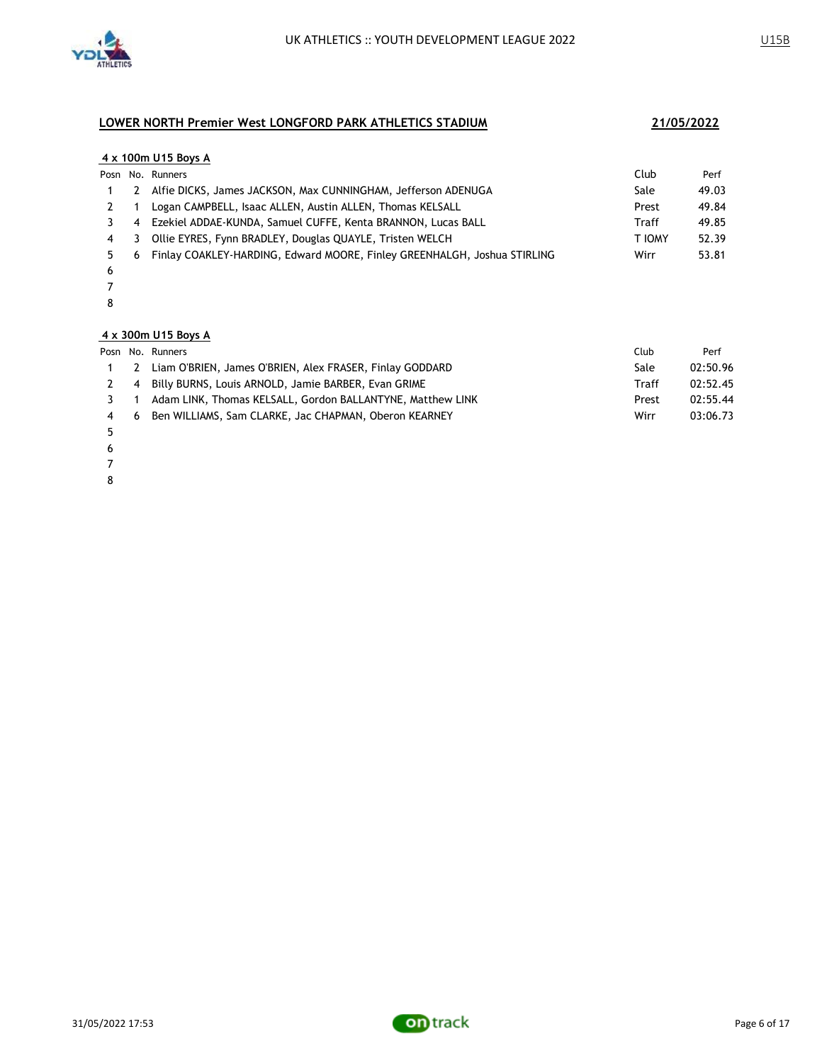## LOWER NORTH Premier West LONGFORD PARK ATHLETICS STADIUM

**21/05/2022**

### 4 x 100m U15 Boys A

| Posn | No. | Runners | Club | Perf |
|---|---|---|---|---|
| 1 | 2 | Alfie DICKS, James JACKSON, Max CUNNINGHAM, Jefferson ADENUGA | Sale | 49.03 |
| 2 | 1 | Logan CAMPBELL, Isaac ALLEN, Austin ALLEN, Thomas KELSALL | Prest | 49.84 |
| 3 | 4 | Ezekiel ADDAE-KUNDA, Samuel CUFFE, Kenta BRANNON, Lucas BALL | Traff | 49.85 |
| 4 | 3 | Ollie EYRES, Fynn BRADLEY, Douglas QUAYLE, Tristen WELCH | T IOMY | 52.39 |
| 5 | 6 | Finlay COAKLEY-HARDING, Edward MOORE, Finley GREENHALGH, Joshua STIRLING | Wirr | 53.81 |
| 6 | | | | |
| 7 | | | | |
| 8 | | | | |

### 4 x 300m U15 Boys A

| Posn | No. | Runners | Club | Perf |
|---|---|---|---|---|
| 1 | 2 | Liam O'BRIEN, James O'BRIEN, Alex FRASER, Finlay GODDARD | Sale | 02:50.96 |
| 2 | 4 | Billy BURNS, Louis ARNOLD, Jamie BARBER, Evan GRIME | Traff | 02:52.45 |
| 3 | 1 | Adam LINK, Thomas KELSALL, Gordon BALLANTYNE, Matthew LINK | Prest | 02:55.44 |
| 4 | 6 | Ben WILLIAMS, Sam CLARKE, Jac CHAPMAN, Oberon KEARNEY | Wirr | 03:06.73 |
| 5 | | | | |
| 6 | | | | |
| 7 | | | | |
| 8 | | | | |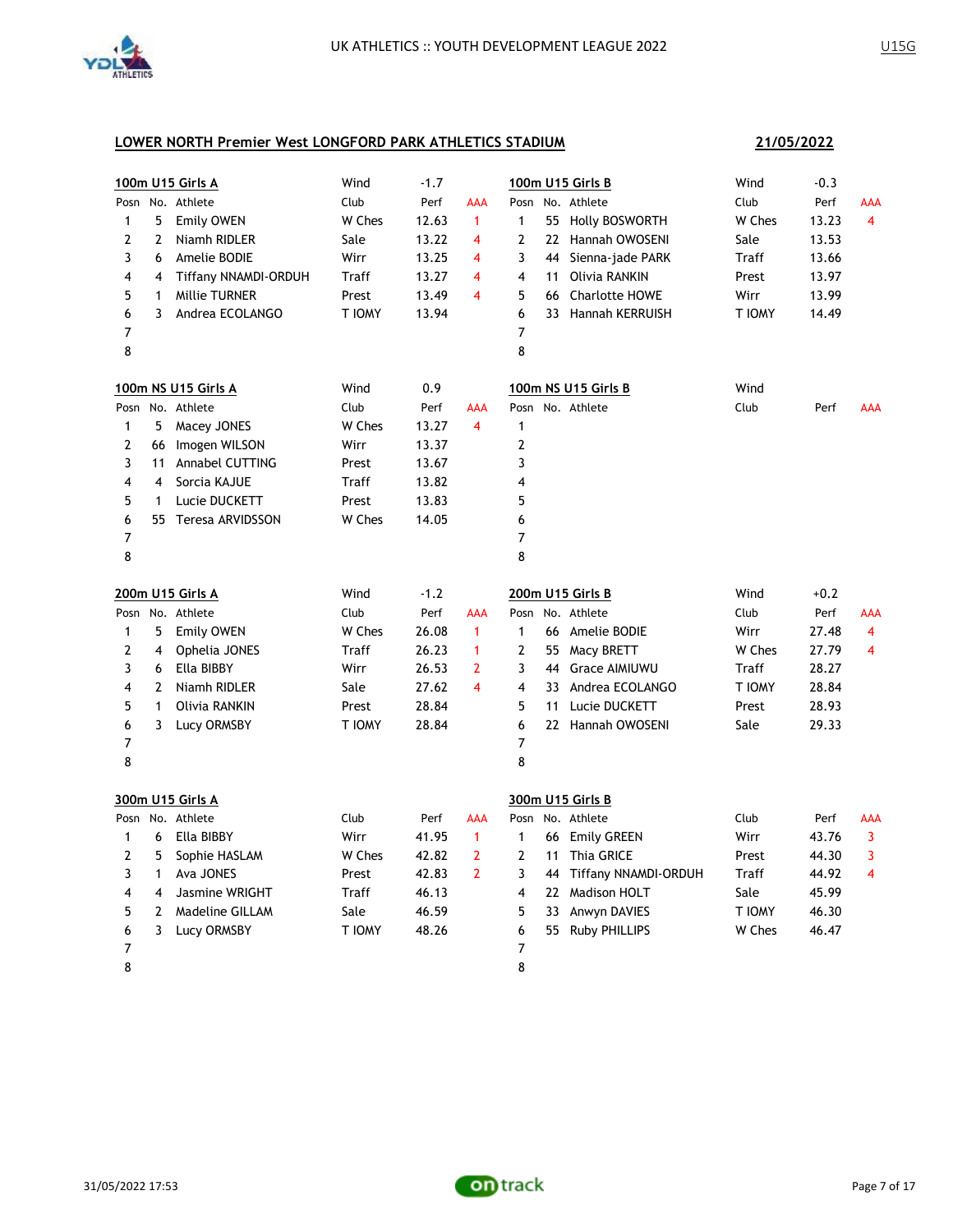## LOWER NORTH Premier West LONGFORD PARK ATHLETICS STADIUM

**21/05/2022**

### 100m U15 Girls A

Wind: -1.7

| Posn | No. | Athlete | Club | Perf | AAA |
|---|---|---|---|---|---|
| 1 | 5 | Emily OWEN | W Ches | 12.63 | 1 |
| 2 | 2 | Niamh RIDLER | Sale | 13.22 | 4 |
| 3 | 6 | Amelie BODIE | Wirr | 13.25 | 4 |
| 4 | 4 | Tiffany NNAMDI-ORDUH | Traff | 13.27 | 4 |
| 5 | 1 | Millie TURNER | Prest | 13.49 | 4 |
| 6 | 3 | Andrea ECOLANGO | T IOMY | 13.94 | |
| 7 | | | | | |
| 8 | | | | | |

### 100m U15 Girls B

Wind: -0.3

| Posn | No. | Athlete | Club | Perf | AAA |
|---|---|---|---|---|---|
| 1 | 55 | Holly BOSWORTH | W Ches | 13.23 | 4 |
| 2 | 22 | Hannah OWOSENI | Sale | 13.53 | |
| 3 | 44 | Sienna-jade PARK | Traff | 13.66 | |
| 4 | 11 | Olivia RANKIN | Prest | 13.97 | |
| 5 | 66 | Charlotte HOWE | Wirr | 13.99 | |
| 6 | 33 | Hannah KERRUISH | T IOMY | 14.49 | |
| 7 | | | | | |
| 8 | | | | | |

### 100m NS U15 Girls A

Wind: 0.9

| Posn | No. | Athlete | Club | Perf | AAA |
|---|---|---|---|---|---|
| 1 | 5 | Macey JONES | W Ches | 13.27 | 4 |
| 2 | 66 | Imogen WILSON | Wirr | 13.37 | |
| 3 | 11 | Annabel CUTTING | Prest | 13.67 | |
| 4 | 4 | Sorcia KAJUE | Traff | 13.82 | |
| 5 | 1 | Lucie DUCKETT | Prest | 13.83 | |
| 6 | 55 | Teresa ARVIDSSON | W Ches | 14.05 | |
| 7 | | | | | |
| 8 | | | | | |

### 100m NS U15 Girls B

Wind:

| Posn | No. | Athlete | Club | Perf | AAA |
|---|---|---|---|---|---|
| 1 | | | | | |
| 2 | | | | | |
| 3 | | | | | |
| 4 | | | | | |
| 5 | | | | | |
| 6 | | | | | |
| 7 | | | | | |
| 8 | | | | | |

### 200m U15 Girls A

Wind: -1.2

| Posn | No. | Athlete | Club | Perf | AAA |
|---|---|---|---|---|---|
| 1 | 5 | Emily OWEN | W Ches | 26.08 | 1 |
| 2 | 4 | Ophelia JONES | Traff | 26.23 | 1 |
| 3 | 6 | Ella BIBBY | Wirr | 26.53 | 2 |
| 4 | 2 | Niamh RIDLER | Sale | 27.62 | 4 |
| 5 | 1 | Olivia RANKIN | Prest | 28.84 | |
| 6 | 3 | Lucy ORMSBY | T IOMY | 28.84 | |
| 7 | | | | | |
| 8 | | | | | |

### 200m U15 Girls B

Wind: +0.2

| Posn | No. | Athlete | Club | Perf | AAA |
|---|---|---|---|---|---|
| 1 | 66 | Amelie BODIE | Wirr | 27.48 | 4 |
| 2 | 55 | Macy BRETT | W Ches | 27.79 | 4 |
| 3 | 44 | Grace AIMIUWU | Traff | 28.27 | |
| 4 | 33 | Andrea ECOLANGO | T IOMY | 28.84 | |
| 5 | 11 | Lucie DUCKETT | Prest | 28.93 | |
| 6 | 22 | Hannah OWOSENI | Sale | 29.33 | |
| 7 | | | | | |
| 8 | | | | | |

### 300m U15 Girls A

| Posn | No. | Athlete | Club | Perf | AAA |
|---|---|---|---|---|---|
| 1 | 6 | Ella BIBBY | Wirr | 41.95 | 1 |
| 2 | 5 | Sophie HASLAM | W Ches | 42.82 | 2 |
| 3 | 1 | Ava JONES | Prest | 42.83 | 2 |
| 4 | 4 | Jasmine WRIGHT | Traff | 46.13 | |
| 5 | 2 | Madeline GILLAM | Sale | 46.59 | |
| 6 | 3 | Lucy ORMSBY | T IOMY | 48.26 | |
| 7 | | | | | |
| 8 | | | | | |

### 300m U15 Girls B

| Posn | No. | Athlete | Club | Perf | AAA |
|---|---|---|---|---|---|
| 1 | 66 | Emily GREEN | Wirr | 43.76 | 3 |
| 2 | 11 | Thia GRICE | Prest | 44.30 | 3 |
| 3 | 44 | Tiffany NNAMDI-ORDUH | Traff | 44.92 | 4 |
| 4 | 22 | Madison HOLT | Sale | 45.99 | |
| 5 | 33 | Anwyn DAVIES | T IOMY | 46.30 | |
| 6 | 55 | Ruby PHILLIPS | W Ches | 46.47 | |
| 7 | | | | | |
| 8 | | | | | |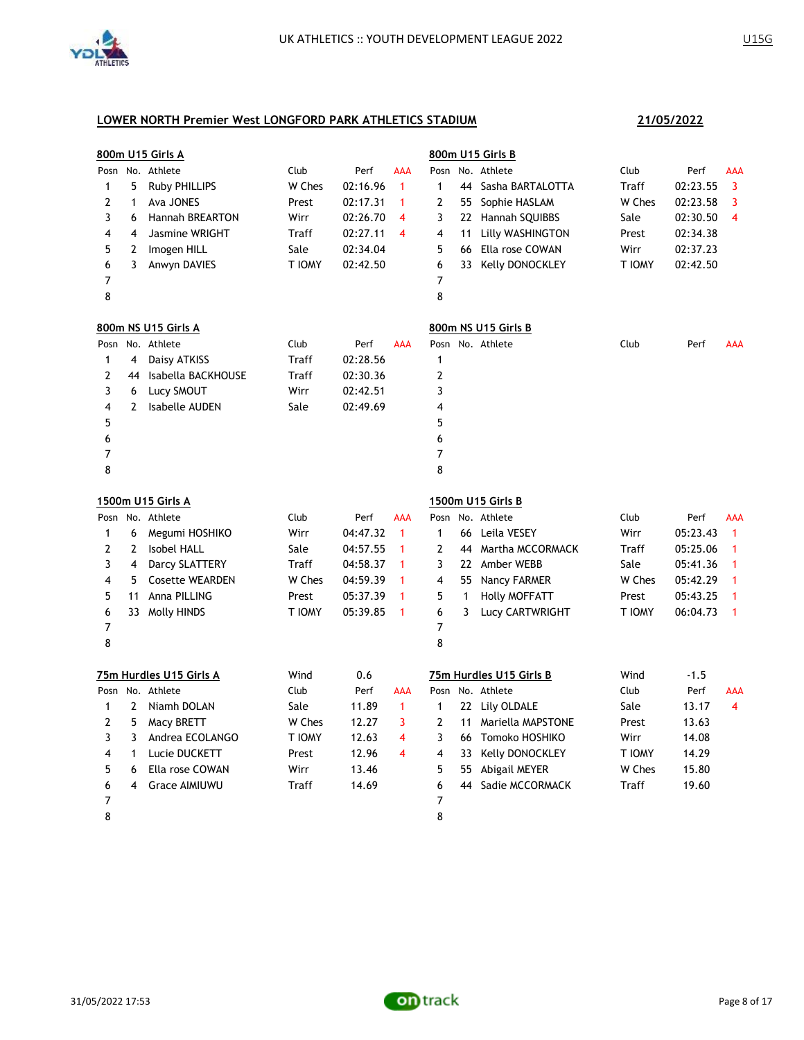## LOWER NORTH Premier West LONGFORD PARK ATHLETICS STADIUM

**21/05/2022**

### 800m U15 Girls A

| Posn | No. | Athlete | Club | Perf | AAA |
|---|---|---|---|---|---|
| 1 | 5 | Ruby PHILLIPS | W Ches | 02:16.96 | 1 |
| 2 | 1 | Ava JONES | Prest | 02:17.31 | 1 |
| 3 | 6 | Hannah BREARTON | Wirr | 02:26.70 | 4 |
| 4 | 4 | Jasmine WRIGHT | Traff | 02:27.11 | 4 |
| 5 | 2 | Imogen HILL | Sale | 02:34.04 | |
| 6 | 3 | Anwyn DAVIES | T IOMY | 02:42.50 | |
| 7 | | | | | |
| 8 | | | | | |

### 800m U15 Girls B

| Posn | No. | Athlete | Club | Perf | AAA |
|---|---|---|---|---|---|
| 1 | 44 | Sasha BARTALOTTA | Traff | 02:23.55 | 3 |
| 2 | 55 | Sophie HASLAM | W Ches | 02:23.58 | 3 |
| 3 | 22 | Hannah SQUIBBS | Sale | 02:30.50 | 4 |
| 4 | 11 | Lilly WASHINGTON | Prest | 02:34.38 | |
| 5 | 66 | Ella rose COWAN | Wirr | 02:37.23 | |
| 6 | 33 | Kelly DONOCKLEY | T IOMY | 02:42.50 | |
| 7 | | | | | |
| 8 | | | | | |

### 800m NS U15 Girls A

| Posn | No. | Athlete | Club | Perf | AAA |
|---|---|---|---|---|---|
| 1 | 4 | Daisy ATKISS | Traff | 02:28.56 | |
| 2 | 44 | Isabella BACKHOUSE | Traff | 02:30.36 | |
| 3 | 6 | Lucy SMOUT | Wirr | 02:42.51 | |
| 4 | 2 | Isabelle AUDEN | Sale | 02:49.69 | |
| 5 | | | | | |
| 6 | | | | | |
| 7 | | | | | |
| 8 | | | | | |

### 800m NS U15 Girls B

| Posn | No. | Athlete | Club | Perf | AAA |
|---|---|---|---|---|---|
| 1 | | | | | |
| 2 | | | | | |
| 3 | | | | | |
| 4 | | | | | |
| 5 | | | | | |
| 6 | | | | | |
| 7 | | | | | |
| 8 | | | | | |

### 1500m U15 Girls A

| Posn | No. | Athlete | Club | Perf | AAA |
|---|---|---|---|---|---|
| 1 | 6 | Megumi HOSHIKO | Wirr | 04:47.32 | 1 |
| 2 | 2 | Isobel HALL | Sale | 04:57.55 | 1 |
| 3 | 4 | Darcy SLATTERY | Traff | 04:58.37 | 1 |
| 4 | 5 | Cosette WEARDEN | W Ches | 04:59.39 | 1 |
| 5 | 11 | Anna PILLING | Prest | 05:37.39 | 1 |
| 6 | 33 | Molly HINDS | T IOMY | 05:39.85 | 1 |
| 7 | | | | | |
| 8 | | | | | |

### 1500m U15 Girls B

| Posn | No. | Athlete | Club | Perf | AAA |
|---|---|---|---|---|---|
| 1 | 66 | Leila VESEY | Wirr | 05:23.43 | 1 |
| 2 | 44 | Martha MCCORMACK | Traff | 05:25.06 | 1 |
| 3 | 22 | Amber WEBB | Sale | 05:41.36 | 1 |
| 4 | 55 | Nancy FARMER | W Ches | 05:42.29 | 1 |
| 5 | 1 | Holly MOFFATT | Prest | 05:43.25 | 1 |
| 6 | 3 | Lucy CARTWRIGHT | T IOMY | 06:04.73 | 1 |
| 7 | | | | | |
| 8 | | | | | |

### 75m Hurdles U15 Girls A

Wind 0.6

| Posn | No. | Athlete | Club | Perf | AAA |
|---|---|---|---|---|---|
| 1 | 2 | Niamh DOLAN | Sale | 11.89 | 1 |
| 2 | 5 | Macy BRETT | W Ches | 12.27 | 3 |
| 3 | 3 | Andrea ECOLANGO | T IOMY | 12.63 | 4 |
| 4 | 1 | Lucie DUCKETT | Prest | 12.96 | 4 |
| 5 | 6 | Ella rose COWAN | Wirr | 13.46 | |
| 6 | 4 | Grace AIMIUWU | Traff | 14.69 | |
| 7 | | | | | |
| 8 | | | | | |

### 75m Hurdles U15 Girls B

Wind -1.5

| Posn | No. | Athlete | Club | Perf | AAA |
|---|---|---|---|---|---|
| 1 | 22 | Lily OLDALE | Sale | 13.17 | 4 |
| 2 | 11 | Mariella MAPSTONE | Prest | 13.63 | |
| 3 | 66 | Tomoko HOSHIKO | Wirr | 14.08 | |
| 4 | 33 | Kelly DONOCKLEY | T IOMY | 14.29 | |
| 5 | 55 | Abigail MEYER | W Ches | 15.80 | |
| 6 | 44 | Sadie MCCORMACK | Traff | 19.60 | |
| 7 | | | | | |
| 8 | | | | | |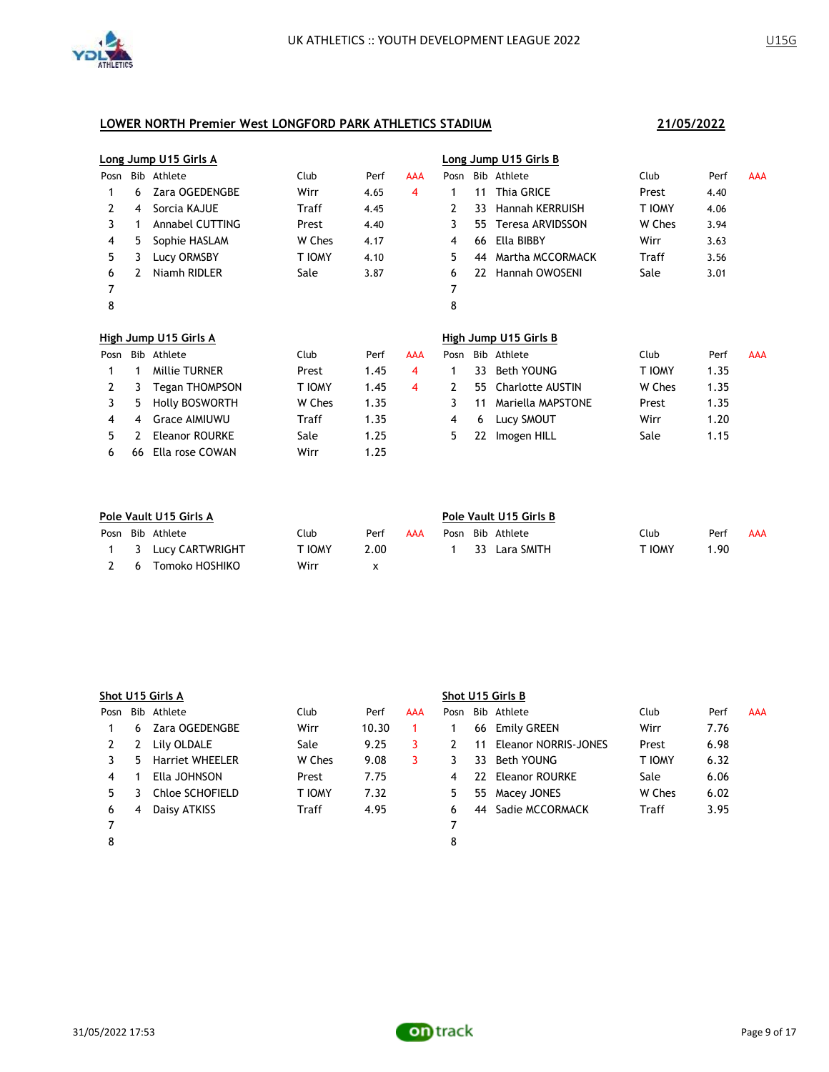## LOWER NORTH Premier West LONGFORD PARK ATHLETICS STADIUM

**21/05/2022**

### Long Jump U15 Girls A

| Posn | Bib | Athlete | Club | Perf | AAA |
|---|---|---|---|---|---|
| 1 | 6 | Zara OGEDENGBE | Wirr | 4.65 | 4 |
| 2 | 4 | Sorcia KAJUE | Traff | 4.45 | |
| 3 | 1 | Annabel CUTTING | Prest | 4.40 | |
| 4 | 5 | Sophie HASLAM | W Ches | 4.17 | |
| 5 | 3 | Lucy ORMSBY | T IOMY | 4.10 | |
| 6 | 2 | Niamh RIDLER | Sale | 3.87 | |
| 7 | | | | | |
| 8 | | | | | |

### Long Jump U15 Girls B

| Posn | Bib | Athlete | Club | Perf | AAA |
|---|---|---|---|---|---|
| 1 | 11 | Thia GRICE | Prest | 4.40 | |
| 2 | 33 | Hannah KERRUISH | T IOMY | 4.06 | |
| 3 | 55 | Teresa ARVIDSSON | W Ches | 3.94 | |
| 4 | 66 | Ella BIBBY | Wirr | 3.63 | |
| 5 | 44 | Martha MCCORMACK | Traff | 3.56 | |
| 6 | 22 | Hannah OWOSENI | Sale | 3.01 | |
| 7 | | | | | |
| 8 | | | | | |

### High Jump U15 Girls A

| Posn | Bib | Athlete | Club | Perf | AAA |
|---|---|---|---|---|---|
| 1 | 1 | Millie TURNER | Prest | 1.45 | 4 |
| 2 | 3 | Tegan THOMPSON | T IOMY | 1.45 | 4 |
| 3 | 5 | Holly BOSWORTH | W Ches | 1.35 | |
| 4 | 4 | Grace AIMIUWU | Traff | 1.35 | |
| 5 | 2 | Eleanor ROURKE | Sale | 1.25 | |
| 6 | 66 | Ella rose COWAN | Wirr | 1.25 | |

### High Jump U15 Girls B

| Posn | Bib | Athlete | Club | Perf | AAA |
|---|---|---|---|---|---|
| 1 | 33 | Beth YOUNG | T IOMY | 1.35 | |
| 2 | 55 | Charlotte AUSTIN | W Ches | 1.35 | |
| 3 | 11 | Mariella MAPSTONE | Prest | 1.35 | |
| 4 | 6 | Lucy SMOUT | Wirr | 1.20 | |
| 5 | 22 | Imogen HILL | Sale | 1.15 | |

### Pole Vault U15 Girls A

| Posn | Bib | Athlete | Club | Perf | AAA |
|---|---|---|---|---|---|
| 1 | 3 | Lucy CARTWRIGHT | T IOMY | 2.00 | |
| 2 | 6 | Tomoko HOSHIKO | Wirr | x | |

### Pole Vault U15 Girls B

| Posn | Bib | Athlete | Club | Perf | AAA |
|---|---|---|---|---|---|
| 1 | 33 | Lara SMITH | T IOMY | 1.90 | |

### Shot U15 Girls A

| Posn | Bib | Athlete | Club | Perf | AAA |
|---|---|---|---|---|---|
| 1 | 6 | Zara OGEDENGBE | Wirr | 10.30 | 1 |
| 2 | 2 | Lily OLDALE | Sale | 9.25 | 3 |
| 3 | 5 | Harriet WHEELER | W Ches | 9.08 | 3 |
| 4 | 1 | Ella JOHNSON | Prest | 7.75 | |
| 5 | 3 | Chloe SCHOFIELD | T IOMY | 7.32 | |
| 6 | 4 | Daisy ATKISS | Traff | 4.95 | |
| 7 | | | | | |
| 8 | | | | | |

### Shot U15 Girls B

| Posn | Bib | Athlete | Club | Perf | AAA |
|---|---|---|---|---|---|
| 1 | 66 | Emily GREEN | Wirr | 7.76 | |
| 2 | 11 | Eleanor NORRIS-JONES | Prest | 6.98 | |
| 3 | 33 | Beth YOUNG | T IOMY | 6.32 | |
| 4 | 22 | Eleanor ROURKE | Sale | 6.06 | |
| 5 | 55 | Macey JONES | W Ches | 6.02 | |
| 6 | 44 | Sadie MCCORMACK | Traff | 3.95 | |
| 7 | | | | | |
| 8 | | | | | |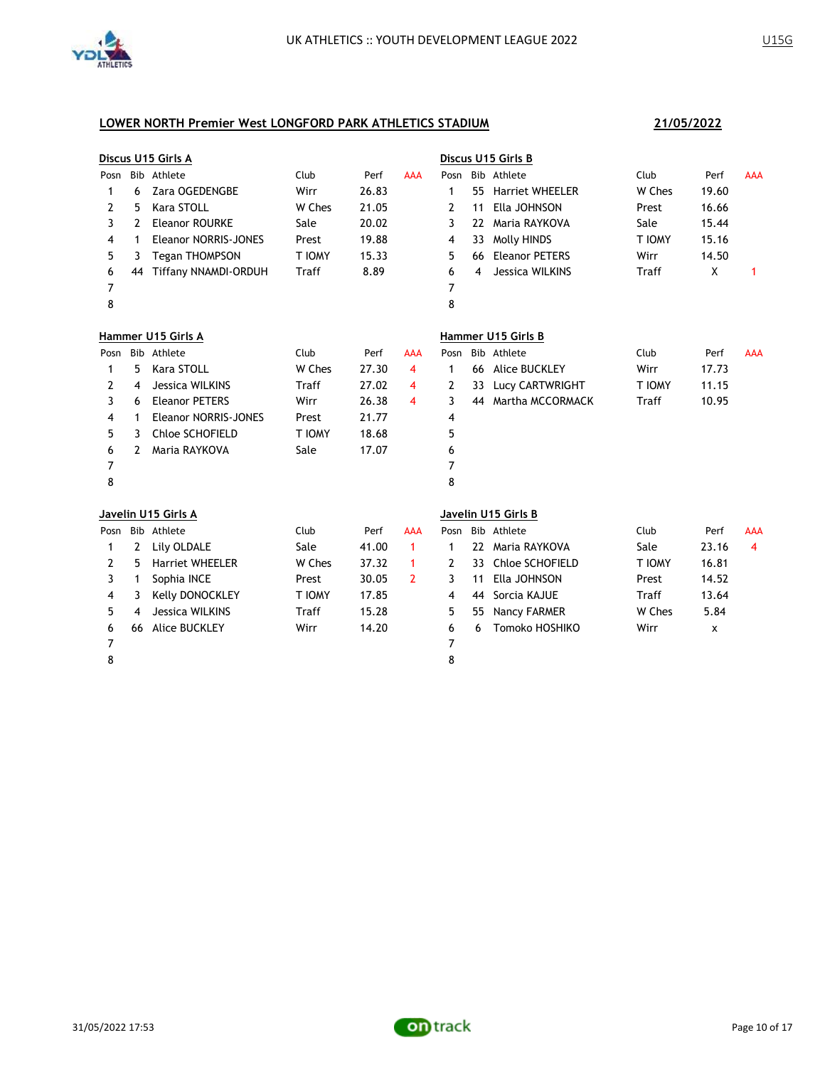## LOWER NORTH Premier West LONGFORD PARK ATHLETICS STADIUM

**21/05/2022**

### Discus U15 Girls A

| Posn | Bib | Athlete | Club | Perf | AAA |
|---|---|---|---|---|---|
| 1 | 6 | Zara OGEDENGBE | Wirr | 26.83 | |
| 2 | 5 | Kara STOLL | W Ches | 21.05 | |
| 3 | 2 | Eleanor ROURKE | Sale | 20.02 | |
| 4 | 1 | Eleanor NORRIS-JONES | Prest | 19.88 | |
| 5 | 3 | Tegan THOMPSON | T IOMY | 15.33 | |
| 6 | 44 | Tiffany NNAMDI-ORDUH | Traff | 8.89 | |
| 7 | | | | | |
| 8 | | | | | |

### Discus U15 Girls B

| Posn | Bib | Athlete | Club | Perf | AAA |
|---|---|---|---|---|---|
| 1 | 55 | Harriet WHEELER | W Ches | 19.60 | |
| 2 | 11 | Ella JOHNSON | Prest | 16.66 | |
| 3 | 22 | Maria RAYKOVA | Sale | 15.44 | |
| 4 | 33 | Molly HINDS | T IOMY | 15.16 | |
| 5 | 66 | Eleanor PETERS | Wirr | 14.50 | |
| 6 | 4 | Jessica WILKINS | Traff | X | 1 |
| 7 | | | | | |
| 8 | | | | | |

### Hammer U15 Girls A

| Posn | Bib | Athlete | Club | Perf | AAA |
|---|---|---|---|---|---|
| 1 | 5 | Kara STOLL | W Ches | 27.30 | 4 |
| 2 | 4 | Jessica WILKINS | Traff | 27.02 | 4 |
| 3 | 6 | Eleanor PETERS | Wirr | 26.38 | 4 |
| 4 | 1 | Eleanor NORRIS-JONES | Prest | 21.77 | |
| 5 | 3 | Chloe SCHOFIELD | T IOMY | 18.68 | |
| 6 | 2 | Maria RAYKOVA | Sale | 17.07 | |
| 7 | | | | | |
| 8 | | | | | |

### Hammer U15 Girls B

| Posn | Bib | Athlete | Club | Perf | AAA |
|---|---|---|---|---|---|
| 1 | 66 | Alice BUCKLEY | Wirr | 17.73 | |
| 2 | 33 | Lucy CARTWRIGHT | T IOMY | 11.15 | |
| 3 | 44 | Martha MCCORMACK | Traff | 10.95 | |
| 4 | | | | | |
| 5 | | | | | |
| 6 | | | | | |
| 7 | | | | | |
| 8 | | | | | |

### Javelin U15 Girls A

| Posn | Bib | Athlete | Club | Perf | AAA |
|---|---|---|---|---|---|
| 1 | 2 | Lily OLDALE | Sale | 41.00 | 1 |
| 2 | 5 | Harriet WHEELER | W Ches | 37.32 | 1 |
| 3 | 1 | Sophia INCE | Prest | 30.05 | 2 |
| 4 | 3 | Kelly DONOCKLEY | T IOMY | 17.85 | |
| 5 | 4 | Jessica WILKINS | Traff | 15.28 | |
| 6 | 66 | Alice BUCKLEY | Wirr | 14.20 | |
| 7 | | | | | |
| 8 | | | | | |

### Javelin U15 Girls B

| Posn | Bib | Athlete | Club | Perf | AAA |
|---|---|---|---|---|---|
| 1 | 22 | Maria RAYKOVA | Sale | 23.16 | 4 |
| 2 | 33 | Chloe SCHOFIELD | T IOMY | 16.81 | |
| 3 | 11 | Ella JOHNSON | Prest | 14.52 | |
| 4 | 44 | Sorcia KAJUE | Traff | 13.64 | |
| 5 | 55 | Nancy FARMER | W Ches | 5.84 | |
| 6 | 6 | Tomoko HOSHIKO | Wirr | x | |
| 7 | | | | | |
| 8 | | | | | |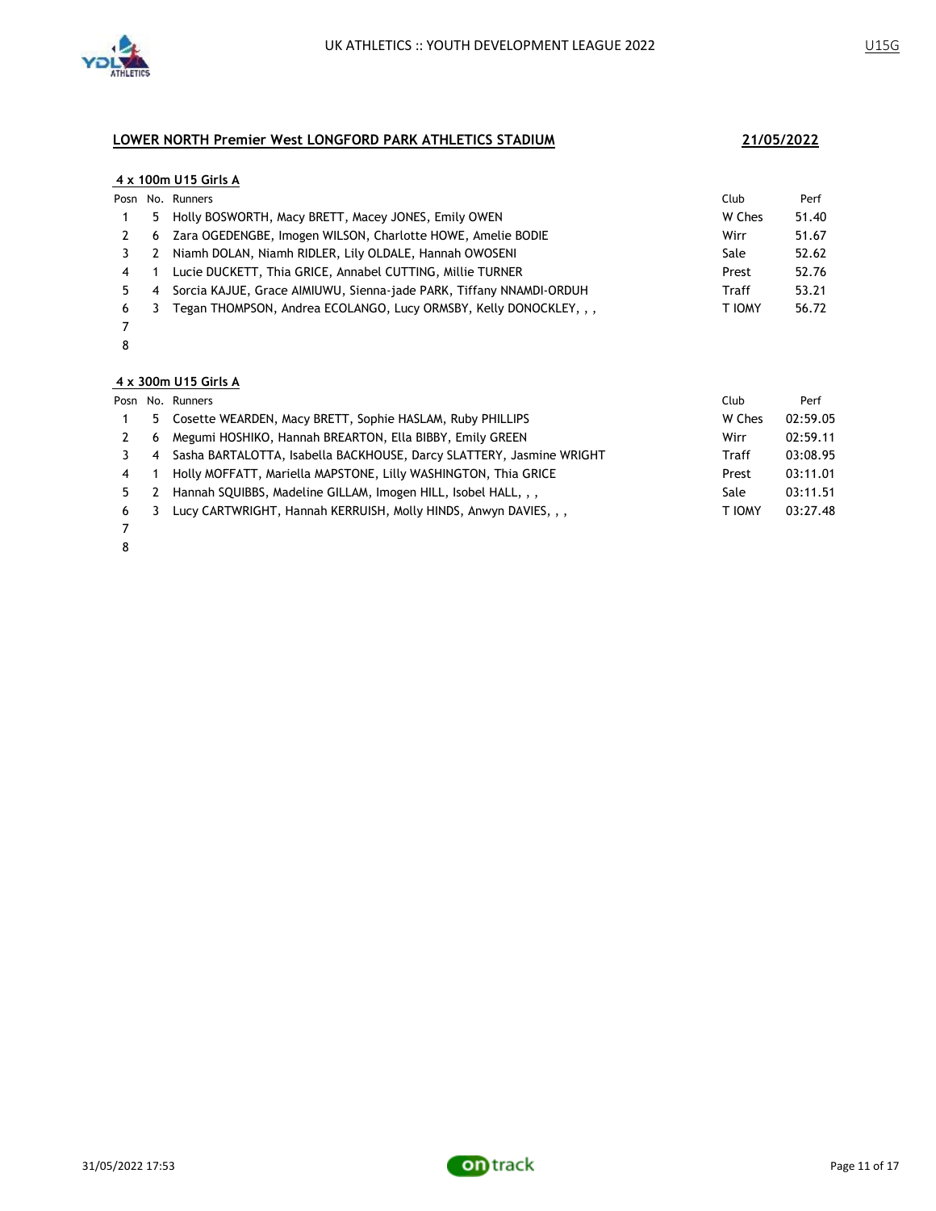## LOWER NORTH Premier West LONGFORD PARK ATHLETICS STADIUM

**21/05/2022**

### 4 x 100m U15 Girls A

| Posn | No. | Runners | Club | Perf |
|---|---|---|---|---|
| 1 | 5 | Holly BOSWORTH, Macy BRETT, Macey JONES, Emily OWEN | W Ches | 51.40 |
| 2 | 6 | Zara OGEDENGBE, Imogen WILSON, Charlotte HOWE, Amelie BODIE | Wirr | 51.67 |
| 3 | 2 | Niamh DOLAN, Niamh RIDLER, Lily OLDALE, Hannah OWOSENI | Sale | 52.62 |
| 4 | 1 | Lucie DUCKETT, Thia GRICE, Annabel CUTTING, Millie TURNER | Prest | 52.76 |
| 5 | 4 | Sorcia KAJUE, Grace AIMIUWU, Sienna-jade PARK, Tiffany NNAMDI-ORDUH | Traff | 53.21 |
| 6 | 3 | Tegan THOMPSON, Andrea ECOLANGO, Lucy ORMSBY, Kelly DONOCKLEY, , , | T IOMY | 56.72 |
| 7 | | | | |
| 8 | | | | |

### 4 x 300m U15 Girls A

| Posn | No. | Runners | Club | Perf |
|---|---|---|---|---|
| 1 | 5 | Cosette WEARDEN, Macy BRETT, Sophie HASLAM, Ruby PHILLIPS | W Ches | 02:59.05 |
| 2 | 6 | Megumi HOSHIKO, Hannah BREARTON, Ella BIBBY, Emily GREEN | Wirr | 02:59.11 |
| 3 | 4 | Sasha BARTALOTTA, Isabella BACKHOUSE, Darcy SLATTERY, Jasmine WRIGHT | Traff | 03:08.95 |
| 4 | 1 | Holly MOFFATT, Mariella MAPSTONE, Lilly WASHINGTON, Thia GRICE | Prest | 03:11.01 |
| 5 | 2 | Hannah SQUIBBS, Madeline GILLAM, Imogen HILL, Isobel HALL, , , | Sale | 03:11.51 |
| 6 | 3 | Lucy CARTWRIGHT, Hannah KERRUISH, Molly HINDS, Anwyn DAVIES, , , | T IOMY | 03:27.48 |
| 7 | | | | |
| 8 | | | | |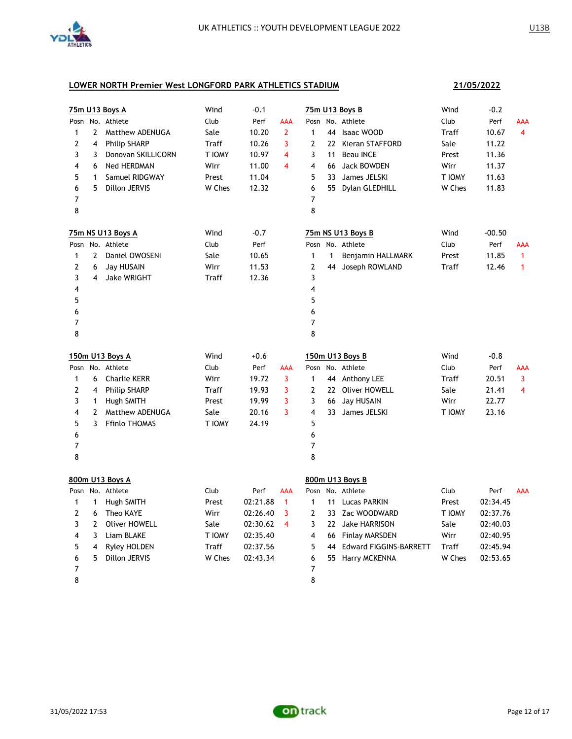UK ATHLETICS :: YOUTH DEVELOPMENT LEAGUE 2022

U13B

## LOWER NORTH Premier West LONGFORD PARK ATHLETICS STADIUM

**21/05/2022**

### 75m U13 Boys A

Wind -0.1

| Posn | No. | Athlete | Club | Perf | AAA |
|---|---|---|---|---|---|
| 1 | 2 | Matthew ADENUGA | Sale | 10.20 | 2 |
| 2 | 4 | Philip SHARP | Traff | 10.26 | 3 |
| 3 | 3 | Donovan SKILLICORN | T IOMY | 10.97 | 4 |
| 4 | 6 | Ned HERDMAN | Wirr | 11.00 | 4 |
| 5 | 1 | Samuel RIDGWAY | Prest | 11.04 | |
| 6 | 5 | Dillon JERVIS | W Ches | 12.32 | |
| 7 | | | | | |
| 8 | | | | | |

### 75m U13 Boys B

Wind -0.2

| Posn | No. | Athlete | Club | Perf | AAA |
|---|---|---|---|---|---|
| 1 | 44 | Isaac WOOD | Traff | 10.67 | 4 |
| 2 | 22 | Kieran STAFFORD | Sale | 11.22 | |
| 3 | 11 | Beau INCE | Prest | 11.36 | |
| 4 | 66 | Jack BOWDEN | Wirr | 11.37 | |
| 5 | 33 | James JELSKI | T IOMY | 11.63 | |
| 6 | 55 | Dylan GLEDHILL | W Ches | 11.83 | |
| 7 | | | | | |
| 8 | | | | | |

### 75m NS U13 Boys A

Wind -0.7

| Posn | No. | Athlete | Club | Perf |
|---|---|---|---|---|
| 1 | 2 | Daniel OWOSENI | Sale | 10.65 |
| 2 | 6 | Jay HUSAIN | Wirr | 11.53 |
| 3 | 4 | Jake WRIGHT | Traff | 12.36 |
| 4 | | | | |
| 5 | | | | |
| 6 | | | | |
| 7 | | | | |
| 8 | | | | |

### 75m NS U13 Boys B

Wind -00.50

| Posn | No. | Athlete | Club | Perf | AAA |
|---|---|---|---|---|---|
| 1 | 1 | Benjamin HALLMARK | Prest | 11.85 | 1 |
| 2 | 44 | Joseph ROWLAND | Traff | 12.46 | 1 |
| 3 | | | | | |
| 4 | | | | | |
| 5 | | | | | |
| 6 | | | | | |
| 7 | | | | | |
| 8 | | | | | |

### 150m U13 Boys A

Wind +0.6

| Posn | No. | Athlete | Club | Perf | AAA |
|---|---|---|---|---|---|
| 1 | 6 | Charlie KERR | Wirr | 19.72 | 3 |
| 2 | 4 | Philip SHARP | Traff | 19.93 | 3 |
| 3 | 1 | Hugh SMITH | Prest | 19.99 | 3 |
| 4 | 2 | Matthew ADENUGA | Sale | 20.16 | 3 |
| 5 | 3 | Ffinlo THOMAS | T IOMY | 24.19 | |
| 6 | | | | | |
| 7 | | | | | |
| 8 | | | | | |

### 150m U13 Boys B

Wind -0.8

| Posn | No. | Athlete | Club | Perf | AAA |
|---|---|---|---|---|---|
| 1 | 44 | Anthony LEE | Traff | 20.51 | 3 |
| 2 | 22 | Oliver HOWELL | Sale | 21.41 | 4 |
| 3 | 66 | Jay HUSAIN | Wirr | 22.77 | |
| 4 | 33 | James JELSKI | T IOMY | 23.16 | |
| 5 | | | | | |
| 6 | | | | | |
| 7 | | | | | |
| 8 | | | | | |

### 800m U13 Boys A

| Posn | No. | Athlete | Club | Perf | AAA |
|---|---|---|---|---|---|
| 1 | 1 | Hugh SMITH | Prest | 02:21.88 | 1 |
| 2 | 6 | Theo KAYE | Wirr | 02:26.40 | 3 |
| 3 | 2 | Oliver HOWELL | Sale | 02:30.62 | 4 |
| 4 | 3 | Liam BLAKE | T IOMY | 02:35.40 | |
| 5 | 4 | Ryley HOLDEN | Traff | 02:37.56 | |
| 6 | 5 | Dillon JERVIS | W Ches | 02:43.34 | |
| 7 | | | | | |
| 8 | | | | | |

### 800m U13 Boys B

| Posn | No. | Athlete | Club | Perf | AAA |
|---|---|---|---|---|---|
| 1 | 11 | Lucas PARKIN | Prest | 02:34.45 | |
| 2 | 33 | Zac WOODWARD | T IOMY | 02:37.76 | |
| 3 | 22 | Jake HARRISON | Sale | 02:40.03 | |
| 4 | 66 | Finlay MARSDEN | Wirr | 02:40.95 | |
| 5 | 44 | Edward FIGGINS-BARRETT | Traff | 02:45.94 | |
| 6 | 55 | Harry MCKENNA | W Ches | 02:53.65 | |
| 7 | | | | | |
| 8 | | | | | |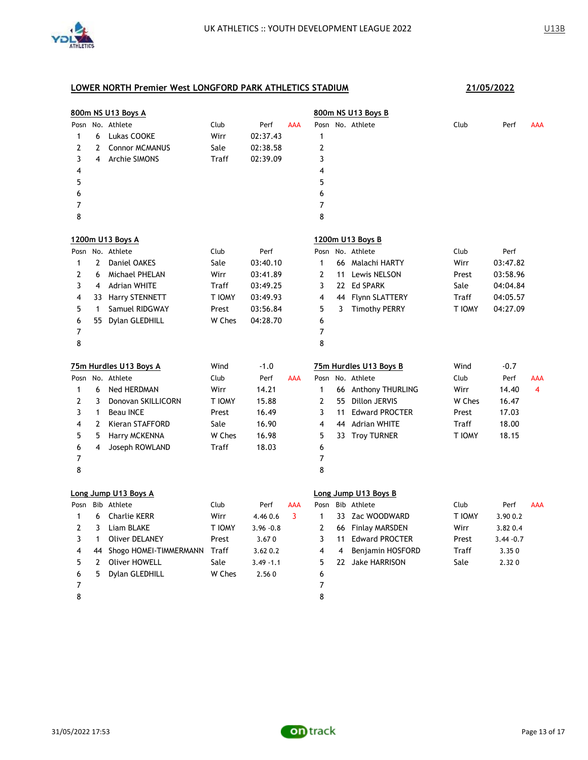## LOWER NORTH Premier West LONGFORD PARK ATHLETICS STADIUM

**21/05/2022**

### 800m NS U13 Boys A

| Posn | No. | Athlete | Club | Perf | AAA |
|---|---|---|---|---|---|
| 1 | 6 | Lukas COOKE | Wirr | 02:37.43 | |
| 2 | 2 | Connor MCMANUS | Sale | 02:38.58 | |
| 3 | 4 | Archie SIMONS | Traff | 02:39.09 | |
| 4 | | | | | |
| 5 | | | | | |
| 6 | | | | | |
| 7 | | | | | |
| 8 | | | | | |

### 800m NS U13 Boys B

| Posn | No. | Athlete | Club | Perf | AAA |
|---|---|---|---|---|---|
| 1 | | | | | |
| 2 | | | | | |
| 3 | | | | | |
| 4 | | | | | |
| 5 | | | | | |
| 6 | | | | | |
| 7 | | | | | |
| 8 | | | | | |

### 1200m U13 Boys A

| Posn | No. | Athlete | Club | Perf |
|---|---|---|---|---|
| 1 | 2 | Daniel OAKES | Sale | 03:40.10 |
| 2 | 6 | Michael PHELAN | Wirr | 03:41.89 |
| 3 | 4 | Adrian WHITE | Traff | 03:49.25 |
| 4 | 33 | Harry STENNETT | T IOMY | 03:49.93 |
| 5 | 1 | Samuel RIDGWAY | Prest | 03:56.84 |
| 6 | 55 | Dylan GLEDHILL | W Ches | 04:28.70 |
| 7 | | | | |
| 8 | | | | |

### 1200m U13 Boys B

| Posn | No. | Athlete | Club | Perf |
|---|---|---|---|---|
| 1 | 66 | Malachi HARTY | Wirr | 03:47.82 |
| 2 | 11 | Lewis NELSON | Prest | 03:58.96 |
| 3 | 22 | Ed SPARK | Sale | 04:04.84 |
| 4 | 44 | Flynn SLATTERY | Traff | 04:05.57 |
| 5 | 3 | Timothy PERRY | T IOMY | 04:27.09 |
| 6 | | | | |
| 7 | | | | |
| 8 | | | | |

### 75m Hurdles U13 Boys A

Wind -1.0

| Posn | No. | Athlete | Club | Perf | AAA |
|---|---|---|---|---|---|
| 1 | 6 | Ned HERDMAN | Wirr | 14.21 | |
| 2 | 3 | Donovan SKILLICORN | T IOMY | 15.88 | |
| 3 | 1 | Beau INCE | Prest | 16.49 | |
| 4 | 2 | Kieran STAFFORD | Sale | 16.90 | |
| 5 | 5 | Harry MCKENNA | W Ches | 16.98 | |
| 6 | 4 | Joseph ROWLAND | Traff | 18.03 | |
| 7 | | | | | |
| 8 | | | | | |

### 75m Hurdles U13 Boys B

Wind -0.7

| Posn | No. | Athlete | Club | Perf | AAA |
|---|---|---|---|---|---|
| 1 | 66 | Anthony THURLING | Wirr | 14.40 | 4 |
| 2 | 55 | Dillon JERVIS | W Ches | 16.47 | |
| 3 | 11 | Edward PROCTER | Prest | 17.03 | |
| 4 | 44 | Adrian WHITE | Traff | 18.00 | |
| 5 | 33 | Troy TURNER | T IOMY | 18.15 | |
| 6 | | | | | |
| 7 | | | | | |
| 8 | | | | | |

### Long Jump U13 Boys A

| Posn | Bib | Athlete | Club | Perf | AAA |
|---|---|---|---|---|---|
| 1 | 6 | Charlie KERR | Wirr | 4.46 0.6 | 3 |
| 2 | 3 | Liam BLAKE | T IOMY | 3.96 -0.8 | |
| 3 | 1 | Oliver DELANEY | Prest | 3.67 0 | |
| 4 | 44 | Shogo HOMEI-TIMMERMANN | Traff | 3.62 0.2 | |
| 5 | 2 | Oliver HOWELL | Sale | 3.49 -1.1 | |
| 6 | 5 | Dylan GLEDHILL | W Ches | 2.56 0 | |
| 7 | | | | | |
| 8 | | | | | |

### Long Jump U13 Boys B

| Posn | Bib | Athlete | Club | Perf | AAA |
|---|---|---|---|---|---|
| 1 | 33 | Zac WOODWARD | T IOMY | 3.90 0.2 | |
| 2 | 66 | Finlay MARSDEN | Wirr | 3.82 0.4 | |
| 3 | 11 | Edward PROCTER | Prest | 3.44 -0.7 | |
| 4 | 4 | Benjamin HOSFORD | Traff | 3.35 0 | |
| 5 | 22 | Jake HARRISON | Sale | 2.32 0 | |
| 6 | | | | | |
| 7 | | | | | |
| 8 | | | | | |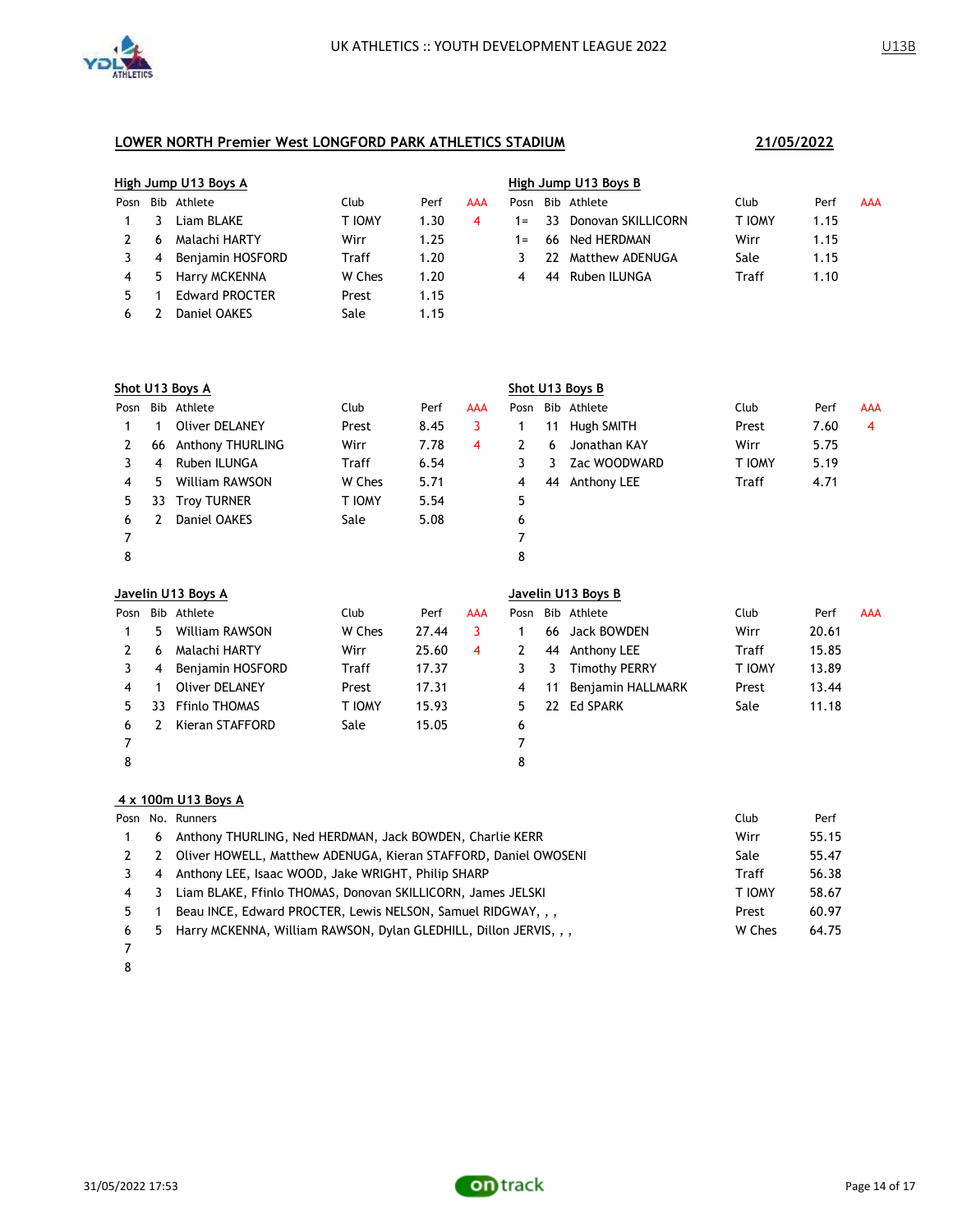# UK ATHLETICS :: YOUTH DEVELOPMENT LEAGUE 2022

U13B

## LOWER NORTH Premier West LONGFORD PARK ATHLETICS STADIUM

**21/05/2022**

### High Jump U13 Boys A

| Posn | Bib | Athlete | Club | Perf | AAA |
|---|---|---|---|---|---|
| 1 | 3 | Liam BLAKE | T IOMY | 1.30 | 4 |
| 2 | 6 | Malachi HARTY | Wirr | 1.25 | |
| 3 | 4 | Benjamin HOSFORD | Traff | 1.20 | |
| 4 | 5 | Harry MCKENNA | W Ches | 1.20 | |
| 5 | 1 | Edward PROCTER | Prest | 1.15 | |
| 6 | 2 | Daniel OAKES | Sale | 1.15 | |

### High Jump U13 Boys B

| Posn | Bib | Athlete | Club | Perf | AAA |
|---|---|---|---|---|---|
| 1= | 33 | Donovan SKILLICORN | T IOMY | 1.15 | |
| 1= | 66 | Ned HERDMAN | Wirr | 1.15 | |
| 3 | 22 | Matthew ADENUGA | Sale | 1.15 | |
| 4 | 44 | Ruben ILUNGA | Traff | 1.10 | |

### Shot U13 Boys A

| Posn | Bib | Athlete | Club | Perf | AAA |
|---|---|---|---|---|---|
| 1 | 1 | Oliver DELANEY | Prest | 8.45 | 3 |
| 2 | 66 | Anthony THURLING | Wirr | 7.78 | 4 |
| 3 | 4 | Ruben ILUNGA | Traff | 6.54 | |
| 4 | 5 | William RAWSON | W Ches | 5.71 | |
| 5 | 33 | Troy TURNER | T IOMY | 5.54 | |
| 6 | 2 | Daniel OAKES | Sale | 5.08 | |
| 7 | | | | | |
| 8 | | | | | |

### Shot U13 Boys B

| Posn | Bib | Athlete | Club | Perf | AAA |
|---|---|---|---|---|---|
| 1 | 11 | Hugh SMITH | Prest | 7.60 | 4 |
| 2 | 6 | Jonathan KAY | Wirr | 5.75 | |
| 3 | 3 | Zac WOODWARD | T IOMY | 5.19 | |
| 4 | 44 | Anthony LEE | Traff | 4.71 | |
| 5 | | | | | |
| 6 | | | | | |
| 7 | | | | | |
| 8 | | | | | |

### Javelin U13 Boys A

| Posn | Bib | Athlete | Club | Perf | AAA |
|---|---|---|---|---|---|
| 1 | 5 | William RAWSON | W Ches | 27.44 | 3 |
| 2 | 6 | Malachi HARTY | Wirr | 25.60 | 4 |
| 3 | 4 | Benjamin HOSFORD | Traff | 17.37 | |
| 4 | 1 | Oliver DELANEY | Prest | 17.31 | |
| 5 | 33 | Ffinlo THOMAS | T IOMY | 15.93 | |
| 6 | 2 | Kieran STAFFORD | Sale | 15.05 | |
| 7 | | | | | |
| 8 | | | | | |

### Javelin U13 Boys B

| Posn | Bib | Athlete | Club | Perf | AAA |
|---|---|---|---|---|---|
| 1 | 66 | Jack BOWDEN | Wirr | 20.61 | |
| 2 | 44 | Anthony LEE | Traff | 15.85 | |
| 3 | 3 | Timothy PERRY | T IOMY | 13.89 | |
| 4 | 11 | Benjamin HALLMARK | Prest | 13.44 | |
| 5 | 22 | Ed SPARK | Sale | 11.18 | |
| 6 | | | | | |
| 7 | | | | | |
| 8 | | | | | |

### 4 x 100m U13 Boys A

| Posn | No. | Runners | Club | Perf |
|---|---|---|---|---|
| 1 | 6 | Anthony THURLING, Ned HERDMAN, Jack BOWDEN, Charlie KERR | Wirr | 55.15 |
| 2 | 2 | Oliver HOWELL, Matthew ADENUGA, Kieran STAFFORD, Daniel OWOSENI | Sale | 55.47 |
| 3 | 4 | Anthony LEE, Isaac WOOD, Jake WRIGHT, Philip SHARP | Traff | 56.38 |
| 4 | 3 | Liam BLAKE, Ffinlo THOMAS, Donovan SKILLICORN, James JELSKI | T IOMY | 58.67 |
| 5 | 1 | Beau INCE, Edward PROCTER, Lewis NELSON, Samuel RIDGWAY, , , | Prest | 60.97 |
| 6 | 5 | Harry MCKENNA, William RAWSON, Dylan GLEDHILL, Dillon JERVIS, , , | W Ches | 64.75 |
| 7 | | | | |
| 8 | | | | |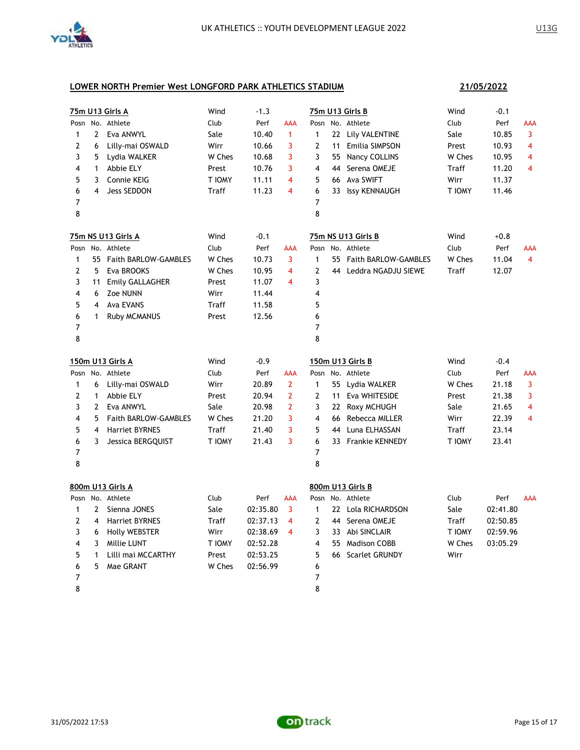## LOWER NORTH Premier West LONGFORD PARK ATHLETICS STADIUM

**21/05/2022**

### 75m U13 Girls A

Wind -1.3

| Posn | No. | Athlete | Club | Perf | AAA |
|---|---|---|---|---|---|
| 1 | 2 | Eva ANWYL | Sale | 10.40 | 1 |
| 2 | 6 | Lilly-mai OSWALD | Wirr | 10.66 | 3 |
| 3 | 5 | Lydia WALKER | W Ches | 10.68 | 3 |
| 4 | 1 | Abbie ELY | Prest | 10.76 | 3 |
| 5 | 3 | Connie KEIG | T IOMY | 11.11 | 4 |
| 6 | 4 | Jess SEDDON | Traff | 11.23 | 4 |
| 7 | | | | | |
| 8 | | | | | |

### 75m U13 Girls B

Wind -0.1

| Posn | No. | Athlete | Club | Perf | AAA |
|---|---|---|---|---|---|
| 1 | 22 | Lily VALENTINE | Sale | 10.85 | 3 |
| 2 | 11 | Emilia SIMPSON | Prest | 10.93 | 4 |
| 3 | 55 | Nancy COLLINS | W Ches | 10.95 | 4 |
| 4 | 44 | Serena OMEJE | Traff | 11.20 | 4 |
| 5 | 66 | Ava SWIFT | Wirr | 11.37 | |
| 6 | 33 | Issy KENNAUGH | T IOMY | 11.46 | |
| 7 | | | | | |
| 8 | | | | | |

### 75m NS U13 Girls A

Wind -0.1

| Posn | No. | Athlete | Club | Perf | AAA |
|---|---|---|---|---|---|
| 1 | 55 | Faith BARLOW-GAMBLES | W Ches | 10.73 | 3 |
| 2 | 5 | Eva BROOKS | W Ches | 10.95 | 4 |
| 3 | 11 | Emily GALLAGHER | Prest | 11.07 | 4 |
| 4 | 6 | Zoe NUNN | Wirr | 11.44 | |
| 5 | 4 | Ava EVANS | Traff | 11.58 | |
| 6 | 1 | Ruby MCMANUS | Prest | 12.56 | |
| 7 | | | | | |
| 8 | | | | | |

### 75m NS U13 Girls B

Wind +0.8

| Posn | No. | Athlete | Club | Perf | AAA |
|---|---|---|---|---|---|
| 1 | 55 | Faith BARLOW-GAMBLES | W Ches | 11.04 | 4 |
| 2 | 44 | Leddra NGADJU SIEWE | Traff | 12.07 | |
| 3 | | | | | |
| 4 | | | | | |
| 5 | | | | | |
| 6 | | | | | |
| 7 | | | | | |
| 8 | | | | | |

### 150m U13 Girls A

Wind -0.9

| Posn | No. | Athlete | Club | Perf | AAA |
|---|---|---|---|---|---|
| 1 | 6 | Lilly-mai OSWALD | Wirr | 20.89 | 2 |
| 2 | 1 | Abbie ELY | Prest | 20.94 | 2 |
| 3 | 2 | Eva ANWYL | Sale | 20.98 | 2 |
| 4 | 5 | Faith BARLOW-GAMBLES | W Ches | 21.20 | 3 |
| 5 | 4 | Harriet BYRNES | Traff | 21.40 | 3 |
| 6 | 3 | Jessica BERGQUIST | T IOMY | 21.43 | 3 |
| 7 | | | | | |
| 8 | | | | | |

### 150m U13 Girls B

Wind -0.4

| Posn | No. | Athlete | Club | Perf | AAA |
|---|---|---|---|---|---|
| 1 | 55 | Lydia WALKER | W Ches | 21.18 | 3 |
| 2 | 11 | Eva WHITESIDE | Prest | 21.38 | 3 |
| 3 | 22 | Roxy MCHUGH | Sale | 21.65 | 4 |
| 4 | 66 | Rebecca MILLER | Wirr | 22.39 | 4 |
| 5 | 44 | Luna ELHASSAN | Traff | 23.14 | |
| 6 | 33 | Frankie KENNEDY | T IOMY | 23.41 | |
| 7 | | | | | |
| 8 | | | | | |

### 800m U13 Girls A

| Posn | No. | Athlete | Club | Perf | AAA |
|---|---|---|---|---|---|
| 1 | 2 | Sienna JONES | Sale | 02:35.80 | 3 |
| 2 | 4 | Harriet BYRNES | Traff | 02:37.13 | 4 |
| 3 | 6 | Holly WEBSTER | Wirr | 02:38.69 | 4 |
| 4 | 3 | Millie LUNT | T IOMY | 02:52.28 | |
| 5 | 1 | Lilli mai MCCARTHY | Prest | 02:53.25 | |
| 6 | 5 | Mae GRANT | W Ches | 02:56.99 | |
| 7 | | | | | |
| 8 | | | | | |

### 800m U13 Girls B

| Posn | No. | Athlete | Club | Perf | AAA |
|---|---|---|---|---|---|
| 1 | 22 | Lola RICHARDSON | Sale | 02:41.80 | |
| 2 | 44 | Serena OMEJE | Traff | 02:50.85 | |
| 3 | 33 | Abi SINCLAIR | T IOMY | 02:59.96 | |
| 4 | 55 | Madison COBB | W Ches | 03:05.29 | |
| 5 | 66 | Scarlet GRUNDY | Wirr | | |
| 6 | | | | | |
| 7 | | | | | |
| 8 | | | | | |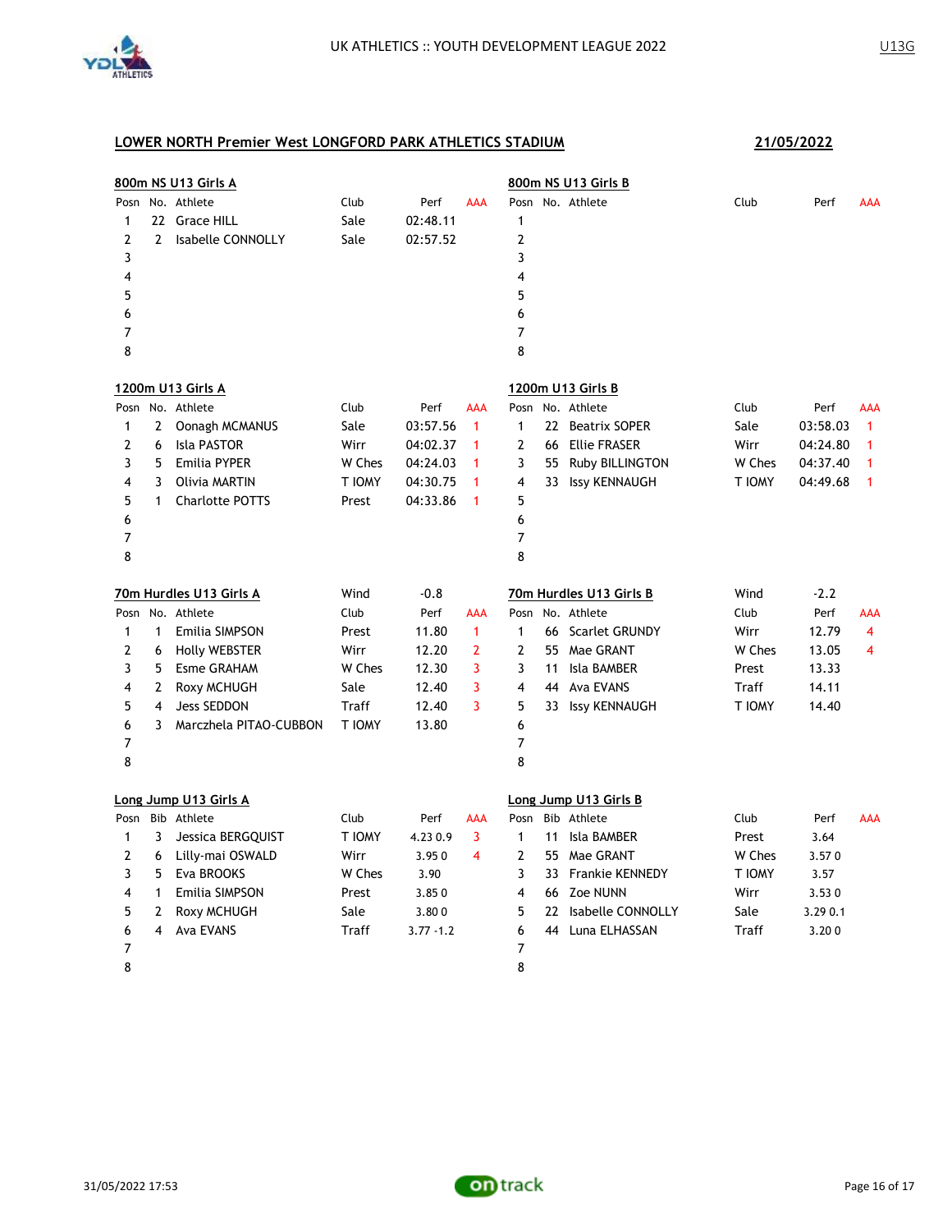UK ATHLETICS :: YOUTH DEVELOPMENT LEAGUE 2022 — U13G

## LOWER NORTH Premier West LONGFORD PARK ATHLETICS STADIUM — 21/05/2022

### 800m NS U13 Girls A

| Posn | No. | Athlete | Club | Perf | AAA |
|---|---|---|---|---|---|
| 1 | 22 | Grace HILL | Sale | 02:48.11 | |
| 2 | 2 | Isabelle CONNOLLY | Sale | 02:57.52 | |
| 3 | | | | | |
| 4 | | | | | |
| 5 | | | | | |
| 6 | | | | | |
| 7 | | | | | |
| 8 | | | | | |

### 800m NS U13 Girls B

| Posn | No. | Athlete | Club | Perf | AAA |
|---|---|---|---|---|---|
| 1 | | | | | |
| 2 | | | | | |
| 3 | | | | | |
| 4 | | | | | |
| 5 | | | | | |
| 6 | | | | | |
| 7 | | | | | |
| 8 | | | | | |

### 1200m U13 Girls A

| Posn | No. | Athlete | Club | Perf | AAA |
|---|---|---|---|---|---|
| 1 | 2 | Oonagh MCMANUS | Sale | 03:57.56 | 1 |
| 2 | 6 | Isla PASTOR | Wirr | 04:02.37 | 1 |
| 3 | 5 | Emilia PYPER | W Ches | 04:24.03 | 1 |
| 4 | 3 | Olivia MARTIN | T IOMY | 04:30.75 | 1 |
| 5 | 1 | Charlotte POTTS | Prest | 04:33.86 | 1 |
| 6 | | | | | |
| 7 | | | | | |
| 8 | | | | | |

### 1200m U13 Girls B

| Posn | No. | Athlete | Club | Perf | AAA |
|---|---|---|---|---|---|
| 1 | 22 | Beatrix SOPER | Sale | 03:58.03 | 1 |
| 2 | 66 | Ellie FRASER | Wirr | 04:24.80 | 1 |
| 3 | 55 | Ruby BILLINGTON | W Ches | 04:37.40 | 1 |
| 4 | 33 | Issy KENNAUGH | T IOMY | 04:49.68 | 1 |
| 5 | | | | | |
| 6 | | | | | |
| 7 | | | | | |
| 8 | | | | | |

### 70m Hurdles U13 Girls A — Wind -0.8

| Posn | No. | Athlete | Club | Perf | AAA |
|---|---|---|---|---|---|
| 1 | 1 | Emilia SIMPSON | Prest | 11.80 | 1 |
| 2 | 6 | Holly WEBSTER | Wirr | 12.20 | 2 |
| 3 | 5 | Esme GRAHAM | W Ches | 12.30 | 3 |
| 4 | 2 | Roxy MCHUGH | Sale | 12.40 | 3 |
| 5 | 4 | Jess SEDDON | Traff | 12.40 | 3 |
| 6 | 3 | Marczhela PITAO-CUBBON | T IOMY | 13.80 | |
| 7 | | | | | |
| 8 | | | | | |

### 70m Hurdles U13 Girls B — Wind -2.2

| Posn | No. | Athlete | Club | Perf | AAA |
|---|---|---|---|---|---|
| 1 | 66 | Scarlet GRUNDY | Wirr | 12.79 | 4 |
| 2 | 55 | Mae GRANT | W Ches | 13.05 | 4 |
| 3 | 11 | Isla BAMBER | Prest | 13.33 | |
| 4 | 44 | Ava EVANS | Traff | 14.11 | |
| 5 | 33 | Issy KENNAUGH | T IOMY | 14.40 | |
| 6 | | | | | |
| 7 | | | | | |
| 8 | | | | | |

### Long Jump U13 Girls A

| Posn | Bib | Athlete | Club | Perf | AAA |
|---|---|---|---|---|---|
| 1 | 3 | Jessica BERGQUIST | T IOMY | 4.23 0.9 | 3 |
| 2 | 6 | Lilly-mai OSWALD | Wirr | 3.95 0 | 4 |
| 3 | 5 | Eva BROOKS | W Ches | 3.90 | |
| 4 | 1 | Emilia SIMPSON | Prest | 3.85 0 | |
| 5 | 2 | Roxy MCHUGH | Sale | 3.80 0 | |
| 6 | 4 | Ava EVANS | Traff | 3.77 -1.2 | |
| 7 | | | | | |
| 8 | | | | | |

### Long Jump U13 Girls B

| Posn | Bib | Athlete | Club | Perf | AAA |
|---|---|---|---|---|---|
| 1 | 11 | Isla BAMBER | Prest | 3.64 | |
| 2 | 55 | Mae GRANT | W Ches | 3.57 0 | |
| 3 | 33 | Frankie KENNEDY | T IOMY | 3.57 | |
| 4 | 66 | Zoe NUNN | Wirr | 3.53 0 | |
| 5 | 22 | Isabelle CONNOLLY | Sale | 3.29 0.1 | |
| 6 | 44 | Luna ELHASSAN | Traff | 3.20 0 | |
| 7 | | | | | |
| 8 | | | | | |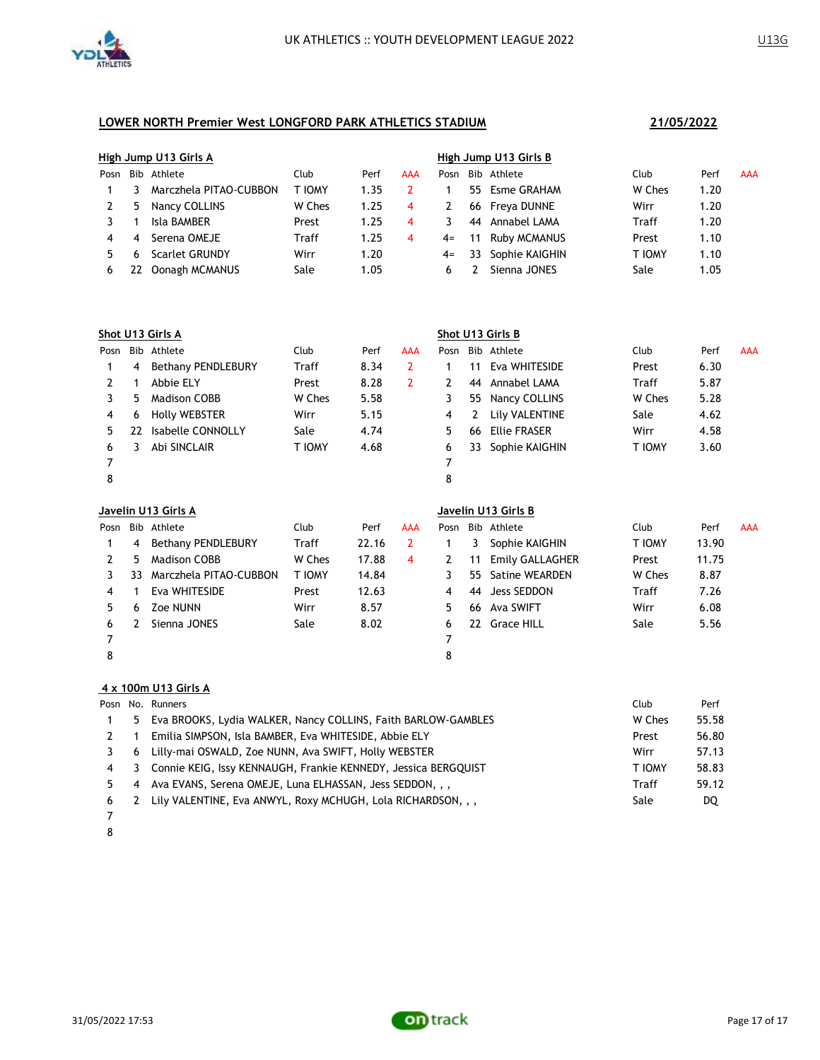UK ATHLETICS :: YOUTH DEVELOPMENT LEAGUE 2022

U13G

**LOWER NORTH Premier West LONGFORD PARK ATHLETICS STADIUM** **21/05/2022**

### High Jump U13 Girls A

| Posn | Bib | Athlete | Club | Perf | AAA |
|---|---|---|---|---|---|
| 1 | 3 | Marczhela PITAO-CUBBON | T IOMY | 1.35 | 2 |
| 2 | 5 | Nancy COLLINS | W Ches | 1.25 | 4 |
| 3 | 1 | Isla BAMBER | Prest | 1.25 | 4 |
| 4 | 4 | Serena OMEJE | Traff | 1.25 | 4 |
| 5 | 6 | Scarlet GRUNDY | Wirr | 1.20 | |
| 6 | 22 | Oonagh MCMANUS | Sale | 1.05 | |

### High Jump U13 Girls B

| Posn | Bib | Athlete | Club | Perf | AAA |
|---|---|---|---|---|---|
| 1 | 55 | Esme GRAHAM | W Ches | 1.20 | |
| 2 | 66 | Freya DUNNE | Wirr | 1.20 | |
| 3 | 44 | Annabel LAMA | Traff | 1.20 | |
| 4= | 11 | Ruby MCMANUS | Prest | 1.10 | |
| 4= | 33 | Sophie KAIGHIN | T IOMY | 1.10 | |
| 6 | 2 | Sienna JONES | Sale | 1.05 | |

### Shot U13 Girls A

| Posn | Bib | Athlete | Club | Perf | AAA |
|---|---|---|---|---|---|
| 1 | 4 | Bethany PENDLEBURY | Traff | 8.34 | 2 |
| 2 | 1 | Abbie ELY | Prest | 8.28 | 2 |
| 3 | 5 | Madison COBB | W Ches | 5.58 | |
| 4 | 6 | Holly WEBSTER | Wirr | 5.15 | |
| 5 | 22 | Isabelle CONNOLLY | Sale | 4.74 | |
| 6 | 3 | Abi SINCLAIR | T IOMY | 4.68 | |
| 7 | | | | | |
| 8 | | | | | |

### Shot U13 Girls B

| Posn | Bib | Athlete | Club | Perf | AAA |
|---|---|---|---|---|---|
| 1 | 11 | Eva WHITESIDE | Prest | 6.30 | |
| 2 | 44 | Annabel LAMA | Traff | 5.87 | |
| 3 | 55 | Nancy COLLINS | W Ches | 5.28 | |
| 4 | 2 | Lily VALENTINE | Sale | 4.62 | |
| 5 | 66 | Ellie FRASER | Wirr | 4.58 | |
| 6 | 33 | Sophie KAIGHIN | T IOMY | 3.60 | |
| 7 | | | | | |
| 8 | | | | | |

### Javelin U13 Girls A

| Posn | Bib | Athlete | Club | Perf | AAA |
|---|---|---|---|---|---|
| 1 | 4 | Bethany PENDLEBURY | Traff | 22.16 | 2 |
| 2 | 5 | Madison COBB | W Ches | 17.88 | 4 |
| 3 | 33 | Marczhela PITAO-CUBBON | T IOMY | 14.84 | |
| 4 | 1 | Eva WHITESIDE | Prest | 12.63 | |
| 5 | 6 | Zoe NUNN | Wirr | 8.57 | |
| 6 | 2 | Sienna JONES | Sale | 8.02 | |
| 7 | | | | | |
| 8 | | | | | |

### Javelin U13 Girls B

| Posn | Bib | Athlete | Club | Perf | AAA |
|---|---|---|---|---|---|
| 1 | 3 | Sophie KAIGHIN | T IOMY | 13.90 | |
| 2 | 11 | Emily GALLAGHER | Prest | 11.75 | |
| 3 | 55 | Satine WEARDEN | W Ches | 8.87 | |
| 4 | 44 | Jess SEDDON | Traff | 7.26 | |
| 5 | 66 | Ava SWIFT | Wirr | 6.08 | |
| 6 | 22 | Grace HILL | Sale | 5.56 | |
| 7 | | | | | |
| 8 | | | | | |

### 4 x 100m U13 Girls A

| Posn | No. | Runners | Club | Perf |
|---|---|---|---|---|
| 1 | 5 | Eva BROOKS, Lydia WALKER, Nancy COLLINS, Faith BARLOW-GAMBLES | W Ches | 55.58 |
| 2 | 1 | Emilia SIMPSON, Isla BAMBER, Eva WHITESIDE, Abbie ELY | Prest | 56.80 |
| 3 | 6 | Lilly-mai OSWALD, Zoe NUNN, Ava SWIFT, Holly WEBSTER | Wirr | 57.13 |
| 4 | 3 | Connie KEIG, Issy KENNAUGH, Frankie KENNEDY, Jessica BERGQUIST | T IOMY | 58.83 |
| 5 | 4 | Ava EVANS, Serena OMEJE, Luna ELHASSAN, Jess SEDDON, , , | Traff | 59.12 |
| 6 | 2 | Lily VALENTINE, Eva ANWYL, Roxy MCHUGH, Lola RICHARDSON, , , | Sale | DQ |
| 7 | | | | |
| 8 | | | | |

31/05/2022 17:53